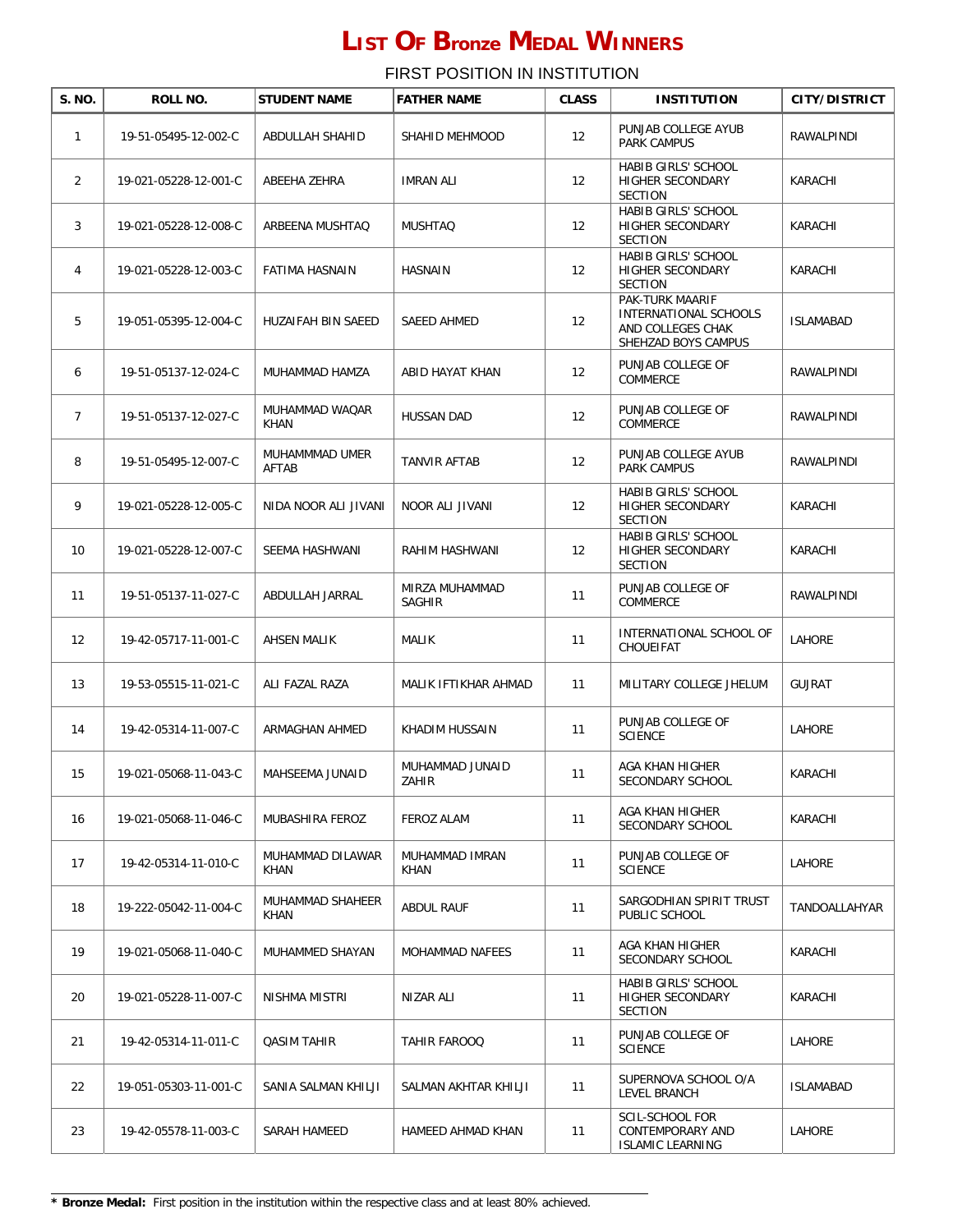# LIST OF BRONZE MEDAL WINNERS

FIRST POSITION IN INSTITUTION

| S. NO. | ROLL NO. | STUDENT NAME | FATHER NAME | CLASS | INSTITUTION | CITY/DISTRICT |
|---|---|---|---|---|---|---|
| 1 | 19-51-05495-12-002-C | ABDULLAH SHAHID | SHAHID MEHMOOD | 12 | PUNJAB COLLEGE AYUB PARK CAMPUS | RAWALPINDI |
| 2 | 19-021-05228-12-001-C | ABEEHA ZEHRA | IMRAN ALI | 12 | HABIB GIRLS' SCHOOL HIGHER SECONDARY SECTION | KARACHI |
| 3 | 19-021-05228-12-008-C | ARBEENA MUSHTAQ | MUSHTAQ | 12 | HABIB GIRLS' SCHOOL HIGHER SECONDARY SECTION | KARACHI |
| 4 | 19-021-05228-12-003-C | FATIMA HASNAIN | HASNAIN | 12 | HABIB GIRLS' SCHOOL HIGHER SECONDARY SECTION | KARACHI |
| 5 | 19-051-05395-12-004-C | HUZAIFAH BIN SAEED | SAEED AHMED | 12 | PAK-TURK MAARIF INTERNATIONAL SCHOOLS AND COLLEGES CHAK SHEHZAD BOYS CAMPUS | ISLAMABAD |
| 6 | 19-51-05137-12-024-C | MUHAMMAD HAMZA | ABID HAYAT KHAN | 12 | PUNJAB COLLEGE OF COMMERCE | RAWALPINDI |
| 7 | 19-51-05137-12-027-C | MUHAMMAD WAQAR KHAN | HUSSAN DAD | 12 | PUNJAB COLLEGE OF COMMERCE | RAWALPINDI |
| 8 | 19-51-05495-12-007-C | MUHAMMMAD UMER AFTAB | TANVIR AFTAB | 12 | PUNJAB COLLEGE AYUB PARK CAMPUS | RAWALPINDI |
| 9 | 19-021-05228-12-005-C | NIDA NOOR ALI JIVANI | NOOR ALI JIVANI | 12 | HABIB GIRLS' SCHOOL HIGHER SECONDARY SECTION | KARACHI |
| 10 | 19-021-05228-12-007-C | SEEMA HASHWANI | RAHIM HASHWANI | 12 | HABIB GIRLS' SCHOOL HIGHER SECONDARY SECTION | KARACHI |
| 11 | 19-51-05137-11-027-C | ABDULLAH JARRAL | MIRZA MUHAMMAD SAGHIR | 11 | PUNJAB COLLEGE OF COMMERCE | RAWALPINDI |
| 12 | 19-42-05717-11-001-C | AHSEN MALIK | MALIK | 11 | INTERNATIONAL SCHOOL OF CHOUEIFAT | LAHORE |
| 13 | 19-53-05515-11-021-C | ALI FAZAL RAZA | MALIK IFTIKHAR AHMAD | 11 | MILITARY COLLEGE JHELUM | GUJRAT |
| 14 | 19-42-05314-11-007-C | ARMAGHAN AHMED | KHADIM HUSSAIN | 11 | PUNJAB COLLEGE OF SCIENCE | LAHORE |
| 15 | 19-021-05068-11-043-C | MAHSEEMA JUNAID | MUHAMMAD JUNAID ZAHIR | 11 | AGA KHAN HIGHER SECONDARY SCHOOL | KARACHI |
| 16 | 19-021-05068-11-046-C | MUBASHIRA FEROZ | FEROZ ALAM | 11 | AGA KHAN HIGHER SECONDARY SCHOOL | KARACHI |
| 17 | 19-42-05314-11-010-C | MUHAMMAD DILAWAR KHAN | MUHAMMAD IMRAN KHAN | 11 | PUNJAB COLLEGE OF SCIENCE | LAHORE |
| 18 | 19-222-05042-11-004-C | MUHAMMAD SHAHEER KHAN | ABDUL RAUF | 11 | SARGODHIAN SPIRIT TRUST PUBLIC SCHOOL | TANDOALLAHYAR |
| 19 | 19-021-05068-11-040-C | MUHAMMED SHAYAN | MOHAMMAD NAFEES | 11 | AGA KHAN HIGHER SECONDARY SCHOOL | KARACHI |
| 20 | 19-021-05228-11-007-C | NISHMA MISTRI | NIZAR ALI | 11 | HABIB GIRLS' SCHOOL HIGHER SECONDARY SECTION | KARACHI |
| 21 | 19-42-05314-11-011-C | QASIM TAHIR | TAHIR FAROOQ | 11 | PUNJAB COLLEGE OF SCIENCE | LAHORE |
| 22 | 19-051-05303-11-001-C | SANIA SALMAN KHILJI | SALMAN AKHTAR KHILJI | 11 | SUPERNOVA SCHOOL O/A LEVEL BRANCH | ISLAMABAD |
| 23 | 19-42-05578-11-003-C | SARAH HAMEED | HAMEED AHMAD KHAN | 11 | SCIL-SCHOOL FOR CONTEMPORARY AND ISLAMIC LEARNING | LAHORE |

* **Bronze Medal:** First position in the institution within the respective class and at least 80% achieved.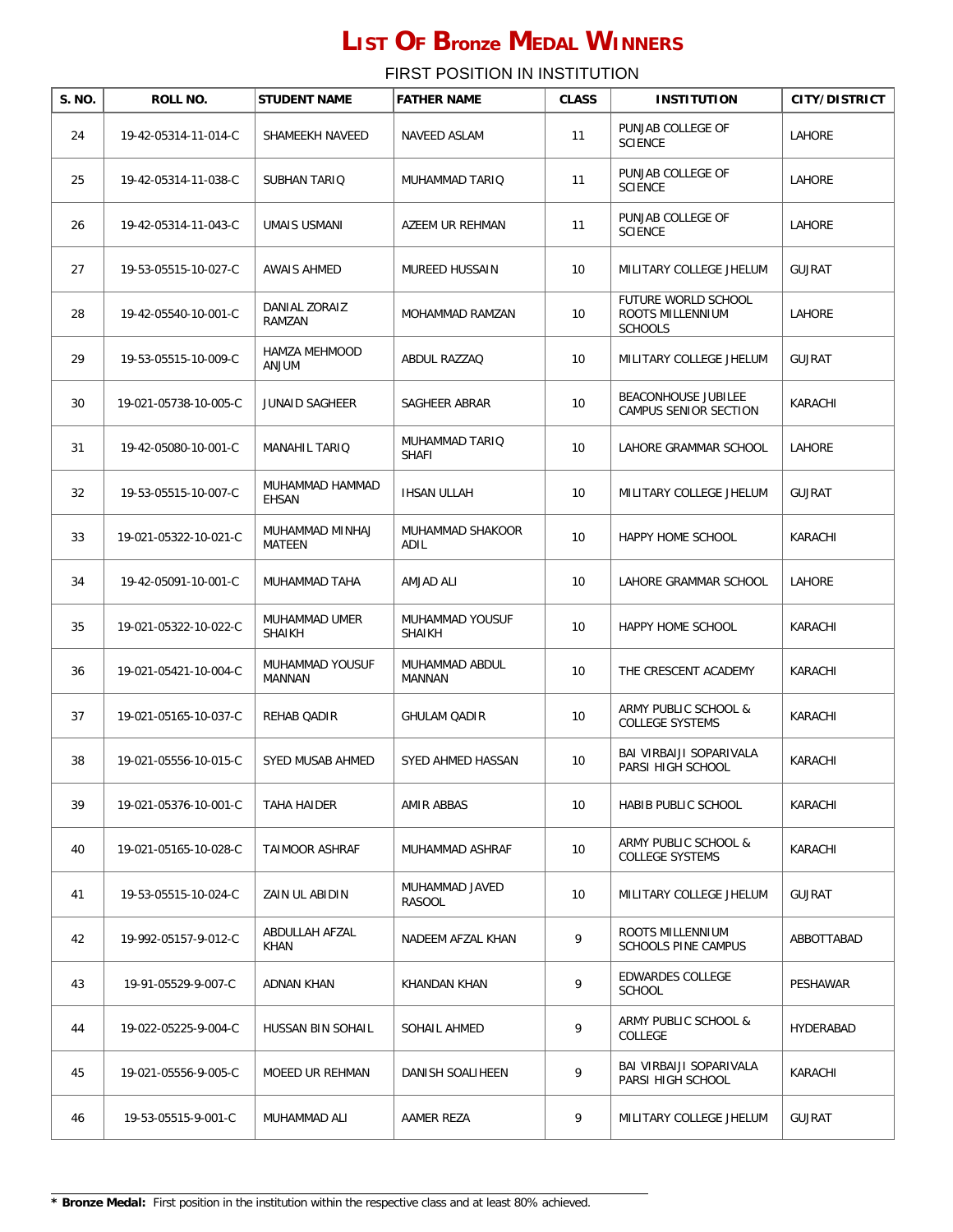# List Of Bronze Medal Winners

FIRST POSITION IN INSTITUTION

| S. NO. | ROLL NO. | STUDENT NAME | FATHER NAME | CLASS | INSTITUTION | CITY/DISTRICT |
|---|---|---|---|---|---|---|
| 24 | 19-42-05314-11-014-C | SHAMEEKH NAVEED | NAVEED ASLAM | 11 | PUNJAB COLLEGE OF SCIENCE | LAHORE |
| 25 | 19-42-05314-11-038-C | SUBHAN TARIQ | MUHAMMAD TARIQ | 11 | PUNJAB COLLEGE OF SCIENCE | LAHORE |
| 26 | 19-42-05314-11-043-C | UMAIS USMANI | AZEEM UR REHMAN | 11 | PUNJAB COLLEGE OF SCIENCE | LAHORE |
| 27 | 19-53-05515-10-027-C | AWAIS AHMED | MUREED HUSSAIN | 10 | MILITARY COLLEGE JHELUM | GUJRAT |
| 28 | 19-42-05540-10-001-C | DANIAL ZORAIZ RAMZAN | MOHAMMAD RAMZAN | 10 | FUTURE WORLD SCHOOL ROOTS MILLENNIUM SCHOOLS | LAHORE |
| 29 | 19-53-05515-10-009-C | HAMZA MEHMOOD ANJUM | ABDUL RAZZAQ | 10 | MILITARY COLLEGE JHELUM | GUJRAT |
| 30 | 19-021-05738-10-005-C | JUNAID SAGHEER | SAGHEER ABRAR | 10 | BEACONHOUSE JUBILEE CAMPUS SENIOR SECTION | KARACHI |
| 31 | 19-42-05080-10-001-C | MANAHIL TARIQ | MUHAMMAD TARIQ SHAFI | 10 | LAHORE GRAMMAR SCHOOL | LAHORE |
| 32 | 19-53-05515-10-007-C | MUHAMMAD HAMMAD EHSAN | IHSAN ULLAH | 10 | MILITARY COLLEGE JHELUM | GUJRAT |
| 33 | 19-021-05322-10-021-C | MUHAMMAD MINHAJ MATEEN | MUHAMMAD SHAKOOR ADIL | 10 | HAPPY HOME SCHOOL | KARACHI |
| 34 | 19-42-05091-10-001-C | MUHAMMAD TAHA | AMJAD ALI | 10 | LAHORE GRAMMAR SCHOOL | LAHORE |
| 35 | 19-021-05322-10-022-C | MUHAMMAD UMER SHAIKH | MUHAMMAD YOUSUF SHAIKH | 10 | HAPPY HOME SCHOOL | KARACHI |
| 36 | 19-021-05421-10-004-C | MUHAMMAD YOUSUF MANNAN | MUHAMMAD ABDUL MANNAN | 10 | THE CRESCENT ACADEMY | KARACHI |
| 37 | 19-021-05165-10-037-C | REHAB QADIR | GHULAM QADIR | 10 | ARMY PUBLIC SCHOOL & COLLEGE SYSTEMS | KARACHI |
| 38 | 19-021-05556-10-015-C | SYED MUSAB AHMED | SYED AHMED HASSAN | 10 | BAI VIRBAIJI SOPARIVALA PARSI HIGH SCHOOL | KARACHI |
| 39 | 19-021-05376-10-001-C | TAHA HAIDER | AMIR ABBAS | 10 | HABIB PUBLIC SCHOOL | KARACHI |
| 40 | 19-021-05165-10-028-C | TAIMOOR ASHRAF | MUHAMMAD ASHRAF | 10 | ARMY PUBLIC SCHOOL & COLLEGE SYSTEMS | KARACHI |
| 41 | 19-53-05515-10-024-C | ZAIN UL ABIDIN | MUHAMMAD JAVED RASOOL | 10 | MILITARY COLLEGE JHELUM | GUJRAT |
| 42 | 19-992-05157-9-012-C | ABDULLAH AFZAL KHAN | NADEEM AFZAL KHAN | 9 | ROOTS MILLENNIUM SCHOOLS PINE CAMPUS | ABBOTTABAD |
| 43 | 19-91-05529-9-007-C | ADNAN KHAN | KHANDAN KHAN | 9 | EDWARDES COLLEGE SCHOOL | PESHAWAR |
| 44 | 19-022-05225-9-004-C | HUSSAN BIN SOHAIL | SOHAIL AHMED | 9 | ARMY PUBLIC SCHOOL & COLLEGE | HYDERABAD |
| 45 | 19-021-05556-9-005-C | MOEED UR REHMAN | DANISH SOALIHEEN | 9 | BAI VIRBAIJI SOPARIVALA PARSI HIGH SCHOOL | KARACHI |
| 46 | 19-53-05515-9-001-C | MUHAMMAD ALI | AAMER REZA | 9 | MILITARY COLLEGE JHELUM | GUJRAT |

* **Bronze Medal:** First position in the institution within the respective class and at least 80% achieved.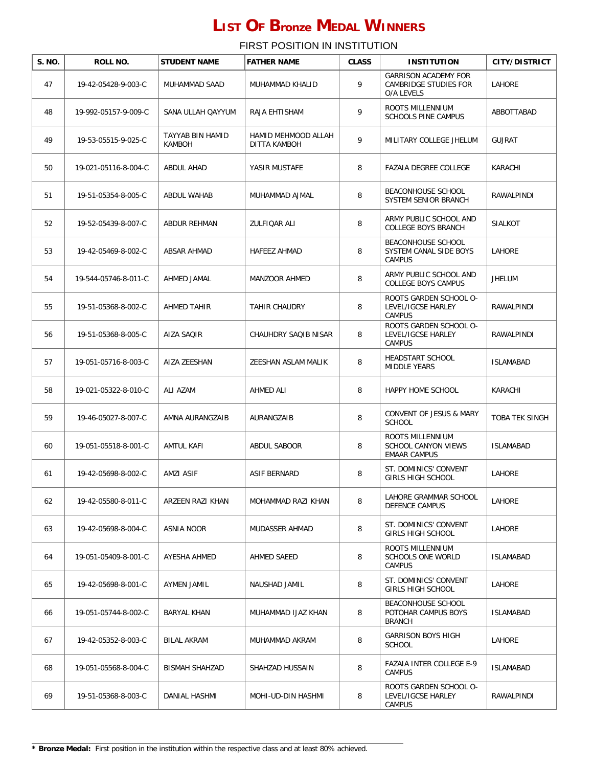# List Of Bronze Medal Winners

FIRST POSITION IN INSTITUTION

| S. NO. | ROLL NO. | STUDENT NAME | FATHER NAME | CLASS | INSTITUTION | CITY/DISTRICT |
|---|---|---|---|---|---|---|
| 47 | 19-42-05428-9-003-C | MUHAMMAD SAAD | MUHAMMAD KHALID | 9 | GARRISON ACADEMY FOR CAMBRIDGE STUDIES FOR O/A LEVELS | LAHORE |
| 48 | 19-992-05157-9-009-C | SANA ULLAH QAYYUM | RAJA EHTISHAM | 9 | ROOTS MILLENNIUM SCHOOLS PINE CAMPUS | ABBOTTABAD |
| 49 | 19-53-05515-9-025-C | TAYYAB BIN HAMID KAMBOH | HAMID MEHMOOD ALLAH DITTA KAMBOH | 9 | MILITARY COLLEGE JHELUM | GUJRAT |
| 50 | 19-021-05116-8-004-C | ABDUL AHAD | YASIR MUSTAFE | 8 | FAZAIA DEGREE COLLEGE | KARACHI |
| 51 | 19-51-05354-8-005-C | ABDUL WAHAB | MUHAMMAD AJMAL | 8 | BEACONHOUSE SCHOOL SYSTEM SENIOR BRANCH | RAWALPINDI |
| 52 | 19-52-05439-8-007-C | ABDUR REHMAN | ZULFIQAR ALI | 8 | ARMY PUBLIC SCHOOL AND COLLEGE BOYS BRANCH | SIALKOT |
| 53 | 19-42-05469-8-002-C | ABSAR AHMAD | HAFEEZ AHMAD | 8 | BEACONHOUSE SCHOOL SYSTEM CANAL SIDE BOYS CAMPUS | LAHORE |
| 54 | 19-544-05746-8-011-C | AHMED JAMAL | MANZOOR AHMED | 8 | ARMY PUBLIC SCHOOL AND COLLEGE BOYS CAMPUS | JHELUM |
| 55 | 19-51-05368-8-002-C | AHMED TAHIR | TAHIR CHAUDRY | 8 | ROOTS GARDEN SCHOOL O-LEVEL/IGCSE HARLEY CAMPUS | RAWALPINDI |
| 56 | 19-51-05368-8-005-C | AIZA SAQIR | CHAUHDRY SAQIB NISAR | 8 | ROOTS GARDEN SCHOOL O-LEVEL/IGCSE HARLEY CAMPUS | RAWALPINDI |
| 57 | 19-051-05716-8-003-C | AIZA ZEESHAN | ZEESHAN ASLAM MALIK | 8 | HEADSTART SCHOOL MIDDLE YEARS | ISLAMABAD |
| 58 | 19-021-05322-8-010-C | ALI AZAM | AHMED ALI | 8 | HAPPY HOME SCHOOL | KARACHI |
| 59 | 19-46-05027-8-007-C | AMNA AURANGZAIB | AURANGZAIB | 8 | CONVENT OF JESUS & MARY SCHOOL | TOBA TEK SINGH |
| 60 | 19-051-05518-8-001-C | AMTUL KAFI | ABDUL SABOOR | 8 | ROOTS MILLENNIUM SCHOOL CANYON VIEWS EMAAR CAMPUS | ISLAMABAD |
| 61 | 19-42-05698-8-002-C | AMZI ASIF | ASIF BERNARD | 8 | ST. DOMINICS' CONVENT GIRLS HIGH SCHOOL | LAHORE |
| 62 | 19-42-05580-8-011-C | ARZEEN RAZI KHAN | MOHAMMAD RAZI KHAN | 8 | LAHORE GRAMMAR SCHOOL DEFENCE CAMPUS | LAHORE |
| 63 | 19-42-05698-8-004-C | ASNIA NOOR | MUDASSER AHMAD | 8 | ST. DOMINICS' CONVENT GIRLS HIGH SCHOOL | LAHORE |
| 64 | 19-051-05409-8-001-C | AYESHA AHMED | AHMED SAEED | 8 | ROOTS MILLENNIUM SCHOOLS ONE WORLD CAMPUS | ISLAMABAD |
| 65 | 19-42-05698-8-001-C | AYMEN JAMIL | NAUSHAD JAMIL | 8 | ST. DOMINICS' CONVENT GIRLS HIGH SCHOOL | LAHORE |
| 66 | 19-051-05744-8-002-C | BARYAL KHAN | MUHAMMAD IJAZ KHAN | 8 | BEACONHOUSE SCHOOL POTOHAR CAMPUS BOYS BRANCH | ISLAMABAD |
| 67 | 19-42-05352-8-003-C | BILAL AKRAM | MUHAMMAD AKRAM | 8 | GARRISON BOYS HIGH SCHOOL | LAHORE |
| 68 | 19-051-05568-8-004-C | BISMAH SHAHZAD | SHAHZAD HUSSAIN | 8 | FAZAIA INTER COLLEGE E-9 CAMPUS | ISLAMABAD |
| 69 | 19-51-05368-8-003-C | DANIAL HASHMI | MOHI-UD-DIN HASHMI | 8 | ROOTS GARDEN SCHOOL O-LEVEL/IGCSE HARLEY CAMPUS | RAWALPINDI |

* **Bronze Medal:** First position in the institution within the respective class and at least 80% achieved.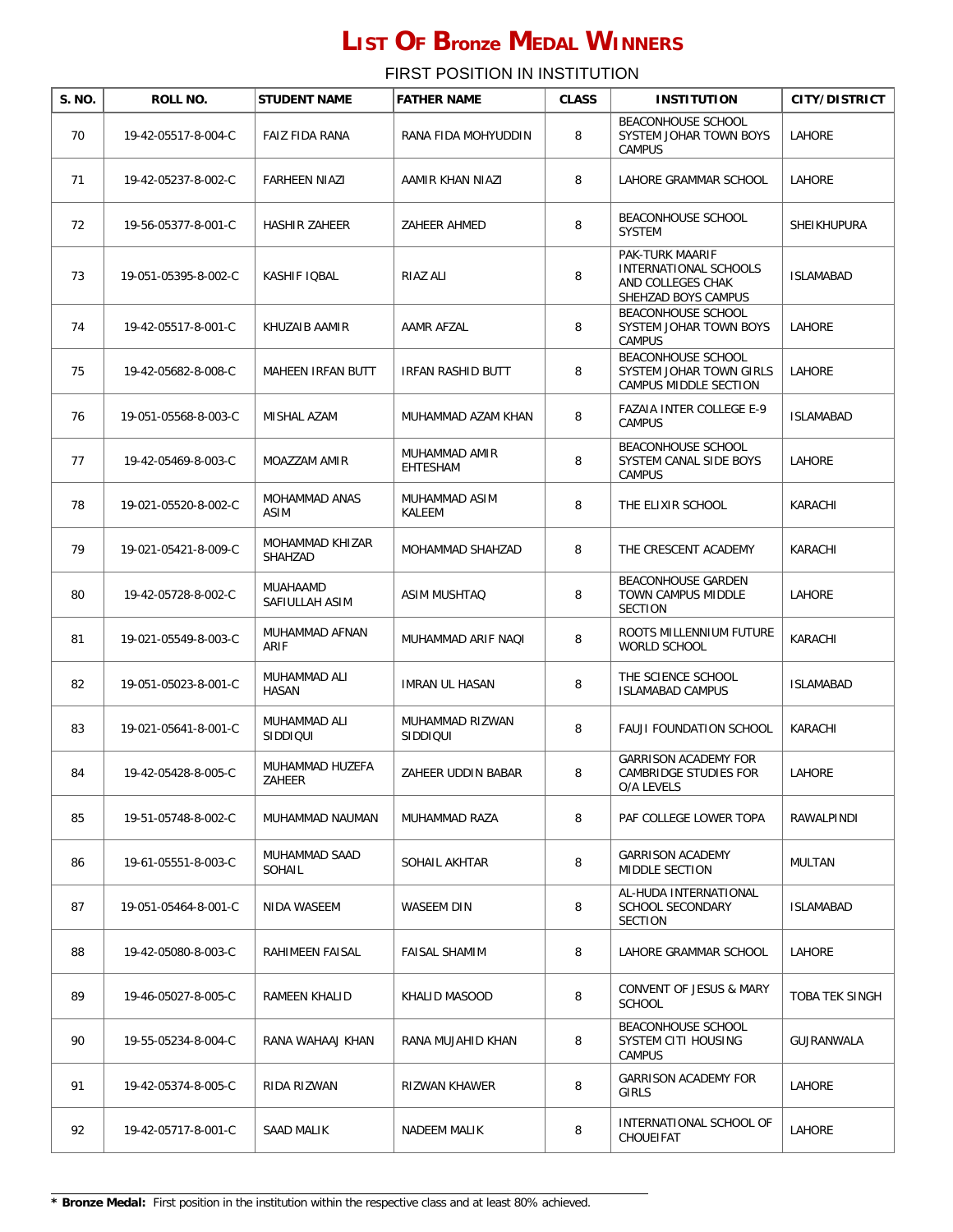# List Of Bronze Medal Winners

FIRST POSITION IN INSTITUTION

| S. NO. | ROLL NO. | STUDENT NAME | FATHER NAME | CLASS | INSTITUTION | CITY/DISTRICT |
|---|---|---|---|---|---|---|
| 70 | 19-42-05517-8-004-C | FAIZ FIDA RANA | RANA FIDA MOHYUDDIN | 8 | BEACONHOUSE SCHOOL SYSTEM JOHAR TOWN BOYS CAMPUS | LAHORE |
| 71 | 19-42-05237-8-002-C | FARHEEN NIAZI | AAMIR KHAN NIAZI | 8 | LAHORE GRAMMAR SCHOOL | LAHORE |
| 72 | 19-56-05377-8-001-C | HASHIR ZAHEER | ZAHEER AHMED | 8 | BEACONHOUSE SCHOOL SYSTEM | SHEIKHUPURA |
| 73 | 19-051-05395-8-002-C | KASHIF IQBAL | RIAZ ALI | 8 | PAK-TURK MAARIF INTERNATIONAL SCHOOLS AND COLLEGES CHAK SHEHZAD BOYS CAMPUS | ISLAMABAD |
| 74 | 19-42-05517-8-001-C | KHUZAIB AAMIR | AAMR AFZAL | 8 | BEACONHOUSE SCHOOL SYSTEM JOHAR TOWN BOYS CAMPUS | LAHORE |
| 75 | 19-42-05682-8-008-C | MAHEEN IRFAN BUTT | IRFAN RASHID BUTT | 8 | BEACONHOUSE SCHOOL SYSTEM JOHAR TOWN GIRLS CAMPUS MIDDLE SECTION | LAHORE |
| 76 | 19-051-05568-8-003-C | MISHAL AZAM | MUHAMMAD AZAM KHAN | 8 | FAZAIA INTER COLLEGE E-9 CAMPUS | ISLAMABAD |
| 77 | 19-42-05469-8-003-C | MOAZZAM AMIR | MUHAMMAD AMIR EHTESHAM | 8 | BEACONHOUSE SCHOOL SYSTEM CANAL SIDE BOYS CAMPUS | LAHORE |
| 78 | 19-021-05520-8-002-C | MOHAMMAD ANAS ASIM | MUHAMMAD ASIM KALEEM | 8 | THE ELIXIR SCHOOL | KARACHI |
| 79 | 19-021-05421-8-009-C | MOHAMMAD KHIZAR SHAHZAD | MOHAMMAD SHAHZAD | 8 | THE CRESCENT ACADEMY | KARACHI |
| 80 | 19-42-05728-8-002-C | MUAHAAMD SAFIULLAH ASIM | ASIM MUSHTAQ | 8 | BEACONHOUSE GARDEN TOWN CAMPUS MIDDLE SECTION | LAHORE |
| 81 | 19-021-05549-8-003-C | MUHAMMAD AFNAN ARIF | MUHAMMAD ARIF NAQI | 8 | ROOTS MILLENNIUM FUTURE WORLD SCHOOL | KARACHI |
| 82 | 19-051-05023-8-001-C | MUHAMMAD ALI HASAN | IMRAN UL HASAN | 8 | THE SCIENCE SCHOOL ISLAMABAD CAMPUS | ISLAMABAD |
| 83 | 19-021-05641-8-001-C | MUHAMMAD ALI SIDDIQUI | MUHAMMAD RIZWAN SIDDIQUI | 8 | FAUJI FOUNDATION SCHOOL | KARACHI |
| 84 | 19-42-05428-8-005-C | MUHAMMAD HUZEFA ZAHEER | ZAHEER UDDIN BABAR | 8 | GARRISON ACADEMY FOR CAMBRIDGE STUDIES FOR O/A LEVELS | LAHORE |
| 85 | 19-51-05748-8-002-C | MUHAMMAD NAUMAN | MUHAMMAD RAZA | 8 | PAF COLLEGE LOWER TOPA | RAWALPINDI |
| 86 | 19-61-05551-8-003-C | MUHAMMAD SAAD SOHAIL | SOHAIL AKHTAR | 8 | GARRISON ACADEMY MIDDLE SECTION | MULTAN |
| 87 | 19-051-05464-8-001-C | NIDA WASEEM | WASEEM DIN | 8 | AL-HUDA INTERNATIONAL SCHOOL SECONDARY SECTION | ISLAMABAD |
| 88 | 19-42-05080-8-003-C | RAHIMEEN FAISAL | FAISAL SHAMIM | 8 | LAHORE GRAMMAR SCHOOL | LAHORE |
| 89 | 19-46-05027-8-005-C | RAMEEN KHALID | KHALID MASOOD | 8 | CONVENT OF JESUS & MARY SCHOOL | TOBA TEK SINGH |
| 90 | 19-55-05234-8-004-C | RANA WAHAAJ KHAN | RANA MUJAHID KHAN | 8 | BEACONHOUSE SCHOOL SYSTEM CITI HOUSING CAMPUS | GUJRANWALA |
| 91 | 19-42-05374-8-005-C | RIDA RIZWAN | RIZWAN KHAWER | 8 | GARRISON ACADEMY FOR GIRLS | LAHORE |
| 92 | 19-42-05717-8-001-C | SAAD MALIK | NADEEM MALIK | 8 | INTERNATIONAL SCHOOL OF CHOUEIFAT | LAHORE |

**\* Bronze Medal:** First position in the institution within the respective class and at least 80% achieved.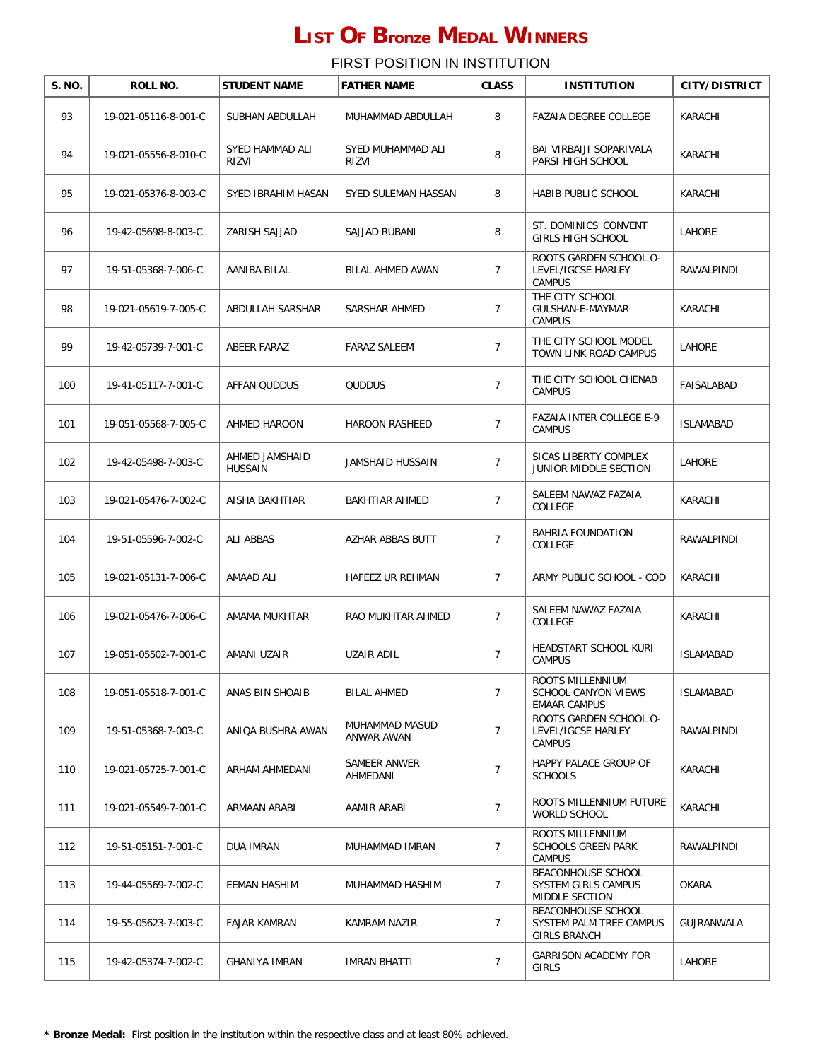# List Of Bronze Medal Winners

FIRST POSITION IN INSTITUTION

| S. NO. | ROLL NO. | STUDENT NAME | FATHER NAME | CLASS | INSTITUTION | CITY/DISTRICT |
|---|---|---|---|---|---|---|
| 93 | 19-021-05116-8-001-C | SUBHAN ABDULLAH | MUHAMMAD ABDULLAH | 8 | FAZAIA DEGREE COLLEGE | KARACHI |
| 94 | 19-021-05556-8-010-C | SYED HAMMAD ALI RIZVI | SYED MUHAMMAD ALI RIZVI | 8 | BAI VIRBAIJI SOPARIVALA PARSI HIGH SCHOOL | KARACHI |
| 95 | 19-021-05376-8-003-C | SYED IBRAHIM HASAN | SYED SULEMAN HASSAN | 8 | HABIB PUBLIC SCHOOL | KARACHI |
| 96 | 19-42-05698-8-003-C | ZARISH SAJJAD | SAJJAD RUBANI | 8 | ST. DOMINICS' CONVENT GIRLS HIGH SCHOOL | LAHORE |
| 97 | 19-51-05368-7-006-C | AANIBA BILAL | BILAL AHMED AWAN | 7 | ROOTS GARDEN SCHOOL O-LEVEL/IGCSE HARLEY CAMPUS | RAWALPINDI |
| 98 | 19-021-05619-7-005-C | ABDULLAH SARSHAR | SARSHAR AHMED | 7 | THE CITY SCHOOL GULSHAN-E-MAYMAR CAMPUS | KARACHI |
| 99 | 19-42-05739-7-001-C | ABEER FARAZ | FARAZ SALEEM | 7 | THE CITY SCHOOL MODEL TOWN LINK ROAD CAMPUS | LAHORE |
| 100 | 19-41-05117-7-001-C | AFFAN QUDDUS | QUDDUS | 7 | THE CITY SCHOOL CHENAB CAMPUS | FAISALABAD |
| 101 | 19-051-05568-7-005-C | AHMED HAROON | HAROON RASHEED | 7 | FAZAIA INTER COLLEGE E-9 CAMPUS | ISLAMABAD |
| 102 | 19-42-05498-7-003-C | AHMED JAMSHAID HUSSAIN | JAMSHAID HUSSAIN | 7 | SICAS LIBERTY COMPLEX JUNIOR MIDDLE SECTION | LAHORE |
| 103 | 19-021-05476-7-002-C | AISHA BAKHTIAR | BAKHTIAR AHMED | 7 | SALEEM NAWAZ FAZAIA COLLEGE | KARACHI |
| 104 | 19-51-05596-7-002-C | ALI ABBAS | AZHAR ABBAS BUTT | 7 | BAHRIA FOUNDATION COLLEGE | RAWALPINDI |
| 105 | 19-021-05131-7-006-C | AMAAD ALI | HAFEEZ UR REHMAN | 7 | ARMY PUBLIC SCHOOL - COD | KARACHI |
| 106 | 19-021-05476-7-006-C | AMAMA MUKHTAR | RAO MUKHTAR AHMED | 7 | SALEEM NAWAZ FAZAIA COLLEGE | KARACHI |
| 107 | 19-051-05502-7-001-C | AMANI UZAIR | UZAIR ADIL | 7 | HEADSTART SCHOOL KURI CAMPUS | ISLAMABAD |
| 108 | 19-051-05518-7-001-C | ANAS BIN SHOAIB | BILAL AHMED | 7 | ROOTS MILLENNIUM SCHOOL CANYON VIEWS EMAAR CAMPUS | ISLAMABAD |
| 109 | 19-51-05368-7-003-C | ANIQA BUSHRA AWAN | MUHAMMAD MASUD ANWAR AWAN | 7 | ROOTS GARDEN SCHOOL O-LEVEL/IGCSE HARLEY CAMPUS | RAWALPINDI |
| 110 | 19-021-05725-7-001-C | ARHAM AHMEDANI | SAMEER ANWER AHMEDANI | 7 | HAPPY PALACE GROUP OF SCHOOLS | KARACHI |
| 111 | 19-021-05549-7-001-C | ARMAAN ARABI | AAMIR ARABI | 7 | ROOTS MILLENNIUM FUTURE WORLD SCHOOL | KARACHI |
| 112 | 19-51-05151-7-001-C | DUA IMRAN | MUHAMMAD IMRAN | 7 | ROOTS MILLENNIUM SCHOOLS GREEN PARK CAMPUS | RAWALPINDI |
| 113 | 19-44-05569-7-002-C | EEMAN HASHIM | MUHAMMAD HASHIM | 7 | BEACONHOUSE SCHOOL SYSTEM GIRLS CAMPUS MIDDLE SECTION | OKARA |
| 114 | 19-55-05623-7-003-C | FAJAR KAMRAN | KAMRAM NAZIR | 7 | BEACONHOUSE SCHOOL SYSTEM PALM TREE CAMPUS GIRLS BRANCH | GUJRANWALA |
| 115 | 19-42-05374-7-002-C | GHANIYA IMRAN | IMRAN BHATTI | 7 | GARRISON ACADEMY FOR GIRLS | LAHORE |

**\* Bronze Medal:** First position in the institution within the respective class and at least 80% achieved.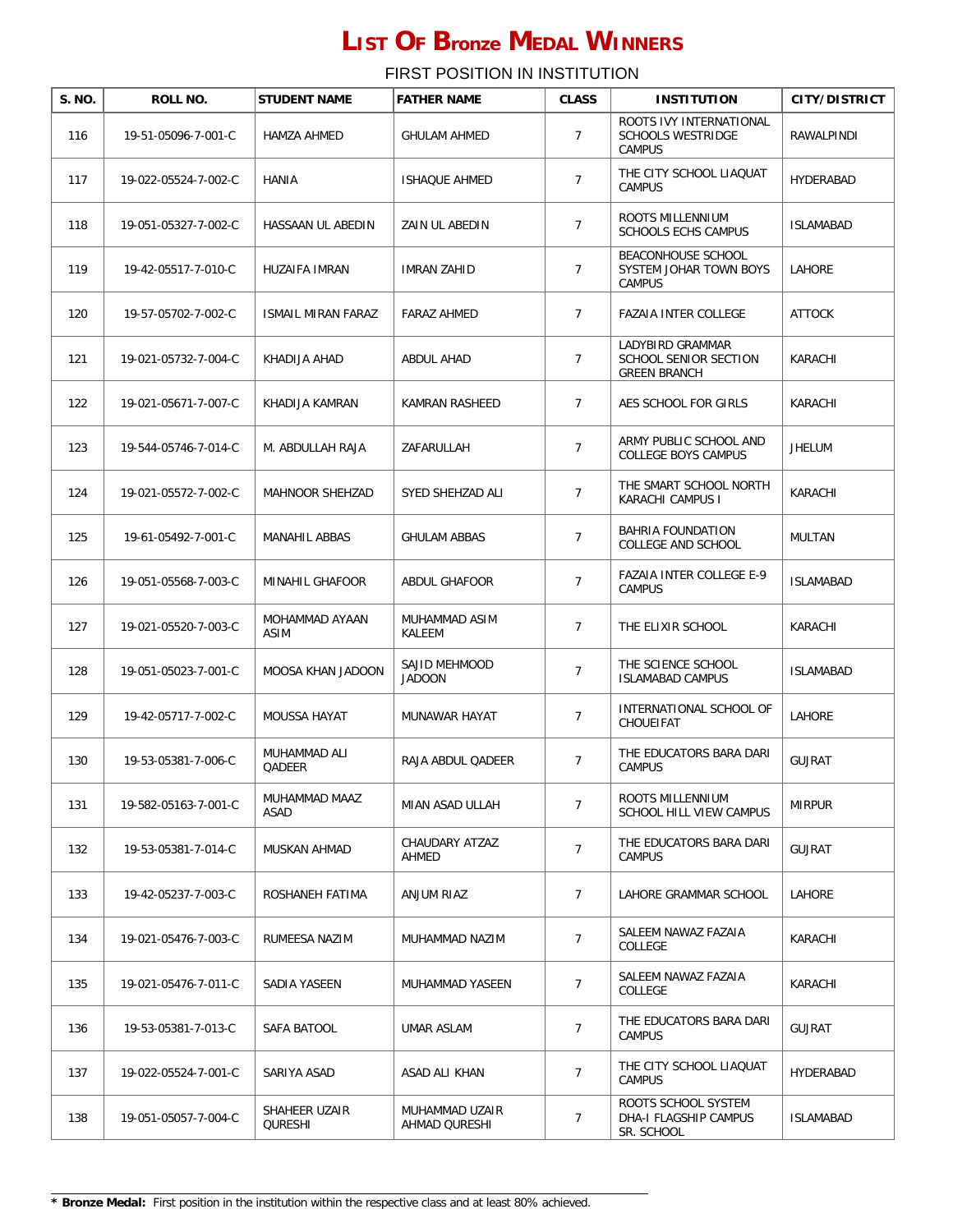# List Of Bronze Medal Winners

FIRST POSITION IN INSTITUTION

| S. NO. | ROLL NO. | STUDENT NAME | FATHER NAME | CLASS | INSTITUTION | CITY/DISTRICT |
|---|---|---|---|---|---|---|
| 116 | 19-51-05096-7-001-C | HAMZA AHMED | GHULAM AHMED | 7 | ROOTS IVY INTERNATIONAL SCHOOLS WESTRIDGE CAMPUS | RAWALPINDI |
| 117 | 19-022-05524-7-002-C | HANIA | ISHAQUE AHMED | 7 | THE CITY SCHOOL LIAQUAT CAMPUS | HYDERABAD |
| 118 | 19-051-05327-7-002-C | HASSAAN UL ABEDIN | ZAIN UL ABEDIN | 7 | ROOTS MILLENNIUM SCHOOLS ECHS CAMPUS | ISLAMABAD |
| 119 | 19-42-05517-7-010-C | HUZAIFA IMRAN | IMRAN ZAHID | 7 | BEACONHOUSE SCHOOL SYSTEM JOHAR TOWN BOYS CAMPUS | LAHORE |
| 120 | 19-57-05702-7-002-C | ISMAIL MIRAN FARAZ | FARAZ AHMED | 7 | FAZAIA INTER COLLEGE | ATTOCK |
| 121 | 19-021-05732-7-004-C | KHADIJA AHAD | ABDUL AHAD | 7 | LADYBIRD GRAMMAR SCHOOL SENIOR SECTION GREEN BRANCH | KARACHI |
| 122 | 19-021-05671-7-007-C | KHADIJA KAMRAN | KAMRAN RASHEED | 7 | AES SCHOOL FOR GIRLS | KARACHI |
| 123 | 19-544-05746-7-014-C | M. ABDULLAH RAJA | ZAFARULLAH | 7 | ARMY PUBLIC SCHOOL AND COLLEGE BOYS CAMPUS | JHELUM |
| 124 | 19-021-05572-7-002-C | MAHNOOR SHEHZAD | SYED SHEHZAD ALI | 7 | THE SMART SCHOOL NORTH KARACHI CAMPUS I | KARACHI |
| 125 | 19-61-05492-7-001-C | MANAHIL ABBAS | GHULAM ABBAS | 7 | BAHRIA FOUNDATION COLLEGE AND SCHOOL | MULTAN |
| 126 | 19-051-05568-7-003-C | MINAHIL GHAFOOR | ABDUL GHAFOOR | 7 | FAZAIA INTER COLLEGE E-9 CAMPUS | ISLAMABAD |
| 127 | 19-021-05520-7-003-C | MOHAMMAD AYAAN ASIM | MUHAMMAD ASIM KALEEM | 7 | THE ELIXIR SCHOOL | KARACHI |
| 128 | 19-051-05023-7-001-C | MOOSA KHAN JADOON | SAJID MEHMOOD JADOON | 7 | THE SCIENCE SCHOOL ISLAMABAD CAMPUS | ISLAMABAD |
| 129 | 19-42-05717-7-002-C | MOUSSA HAYAT | MUNAWAR HAYAT | 7 | INTERNATIONAL SCHOOL OF CHOUEIFAT | LAHORE |
| 130 | 19-53-05381-7-006-C | MUHAMMAD ALI QADEER | RAJA ABDUL QADEER | 7 | THE EDUCATORS BARA DARI CAMPUS | GUJRAT |
| 131 | 19-582-05163-7-001-C | MUHAMMAD MAAZ ASAD | MIAN ASAD ULLAH | 7 | ROOTS MILLENNIUM SCHOOL HILL VIEW CAMPUS | MIRPUR |
| 132 | 19-53-05381-7-014-C | MUSKAN AHMAD | CHAUDARY ATZAZ AHMED | 7 | THE EDUCATORS BARA DARI CAMPUS | GUJRAT |
| 133 | 19-42-05237-7-003-C | ROSHANEH FATIMA | ANJUM RIAZ | 7 | LAHORE GRAMMAR SCHOOL | LAHORE |
| 134 | 19-021-05476-7-003-C | RUMEESA NAZIM | MUHAMMAD NAZIM | 7 | SALEEM NAWAZ FAZAIA COLLEGE | KARACHI |
| 135 | 19-021-05476-7-011-C | SADIA YASEEN | MUHAMMAD YASEEN | 7 | SALEEM NAWAZ FAZAIA COLLEGE | KARACHI |
| 136 | 19-53-05381-7-013-C | SAFA BATOOL | UMAR ASLAM | 7 | THE EDUCATORS BARA DARI CAMPUS | GUJRAT |
| 137 | 19-022-05524-7-001-C | SARIYA ASAD | ASAD ALI KHAN | 7 | THE CITY SCHOOL LIAQUAT CAMPUS | HYDERABAD |
| 138 | 19-051-05057-7-004-C | SHAHEER UZAIR QURESHI | MUHAMMAD UZAIR AHMAD QURESHI | 7 | ROOTS SCHOOL SYSTEM DHA-I FLAGSHIP CAMPUS SR. SCHOOL | ISLAMABAD |

**\* Bronze Medal:** First position in the institution within the respective class and at least 80% achieved.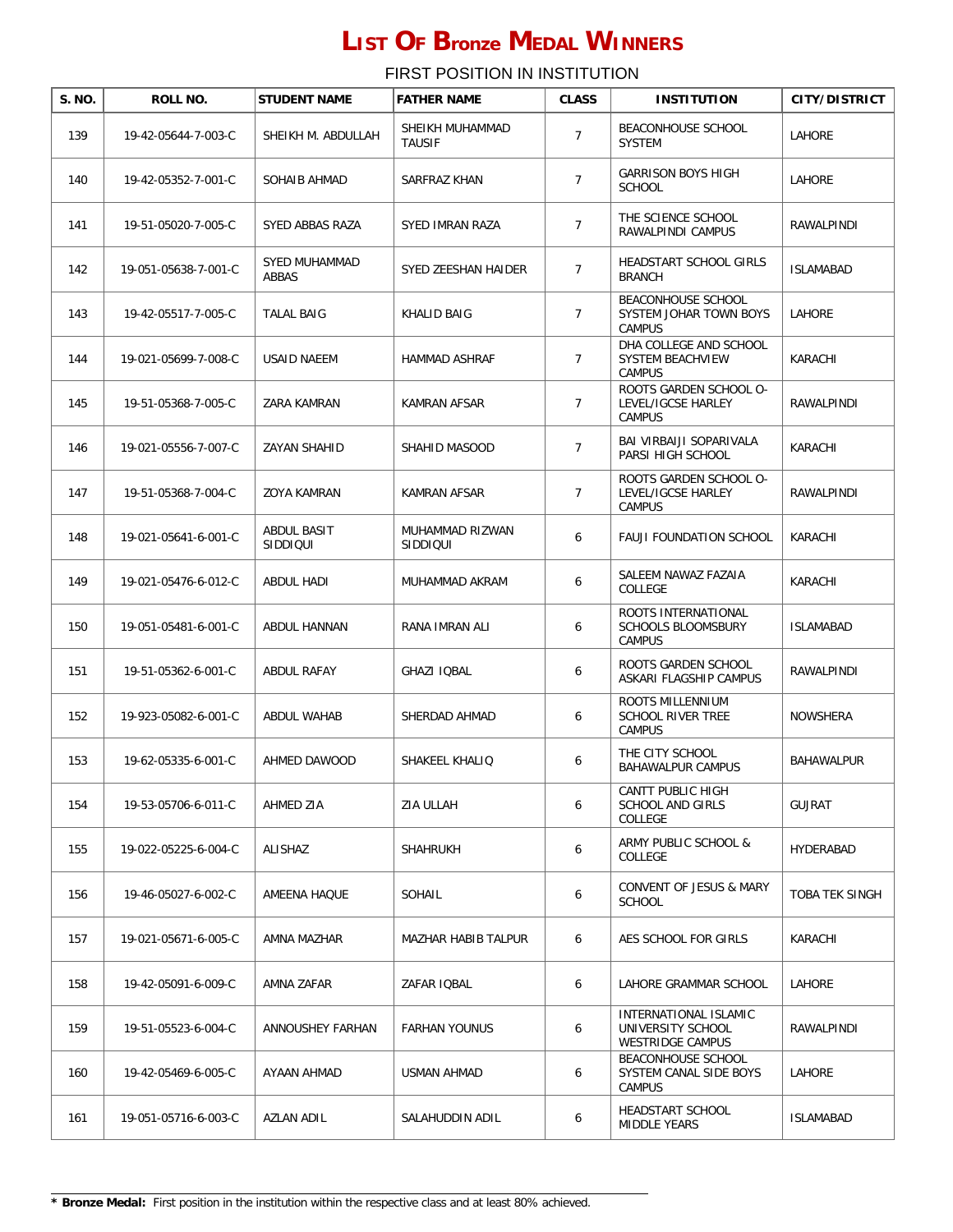# List Of Bronze Medal Winners

FIRST POSITION IN INSTITUTION

| S. NO. | ROLL NO. | STUDENT NAME | FATHER NAME | CLASS | INSTITUTION | CITY/DISTRICT |
|---|---|---|---|---|---|---|
| 139 | 19-42-05644-7-003-C | SHEIKH M. ABDULLAH | SHEIKH MUHAMMAD TAUSIF | 7 | BEACONHOUSE SCHOOL SYSTEM | LAHORE |
| 140 | 19-42-05352-7-001-C | SOHAIB AHMAD | SARFRAZ KHAN | 7 | GARRISON BOYS HIGH SCHOOL | LAHORE |
| 141 | 19-51-05020-7-005-C | SYED ABBAS RAZA | SYED IMRAN RAZA | 7 | THE SCIENCE SCHOOL RAWALPINDI CAMPUS | RAWALPINDI |
| 142 | 19-051-05638-7-001-C | SYED MUHAMMAD ABBAS | SYED ZEESHAN HAIDER | 7 | HEADSTART SCHOOL GIRLS BRANCH | ISLAMABAD |
| 143 | 19-42-05517-7-005-C | TALAL BAIG | KHALID BAIG | 7 | BEACONHOUSE SCHOOL SYSTEM JOHAR TOWN BOYS CAMPUS | LAHORE |
| 144 | 19-021-05699-7-008-C | USAID NAEEM | HAMMAD ASHRAF | 7 | DHA COLLEGE AND SCHOOL SYSTEM BEACHVIEW CAMPUS | KARACHI |
| 145 | 19-51-05368-7-005-C | ZARA KAMRAN | KAMRAN AFSAR | 7 | ROOTS GARDEN SCHOOL O-LEVEL/IGCSE HARLEY CAMPUS | RAWALPINDI |
| 146 | 19-021-05556-7-007-C | ZAYAN SHAHID | SHAHID MASOOD | 7 | BAI VIRBAIJI SOPARIVALA PARSI HIGH SCHOOL | KARACHI |
| 147 | 19-51-05368-7-004-C | ZOYA KAMRAN | KAMRAN AFSAR | 7 | ROOTS GARDEN SCHOOL O-LEVEL/IGCSE HARLEY CAMPUS | RAWALPINDI |
| 148 | 19-021-05641-6-001-C | ABDUL BASIT SIDDIQUI | MUHAMMAD RIZWAN SIDDIQUI | 6 | FAUJI FOUNDATION SCHOOL | KARACHI |
| 149 | 19-021-05476-6-012-C | ABDUL HADI | MUHAMMAD AKRAM | 6 | SALEEM NAWAZ FAZAIA COLLEGE | KARACHI |
| 150 | 19-051-05481-6-001-C | ABDUL HANNAN | RANA IMRAN ALI | 6 | ROOTS INTERNATIONAL SCHOOLS BLOOMSBURY CAMPUS | ISLAMABAD |
| 151 | 19-51-05362-6-001-C | ABDUL RAFAY | GHAZI IQBAL | 6 | ROOTS GARDEN SCHOOL ASKARI FLAGSHIP CAMPUS | RAWALPINDI |
| 152 | 19-923-05082-6-001-C | ABDUL WAHAB | SHERDAD AHMAD | 6 | ROOTS MILLENNIUM SCHOOL RIVER TREE CAMPUS | NOWSHERA |
| 153 | 19-62-05335-6-001-C | AHMED DAWOOD | SHAKEEL KHALIQ | 6 | THE CITY SCHOOL BAHAWALPUR CAMPUS | BAHAWALPUR |
| 154 | 19-53-05706-6-011-C | AHMED ZIA | ZIA ULLAH | 6 | CANTT PUBLIC HIGH SCHOOL AND GIRLS COLLEGE | GUJRAT |
| 155 | 19-022-05225-6-004-C | ALISHAZ | SHAHRUKH | 6 | ARMY PUBLIC SCHOOL & COLLEGE | HYDERABAD |
| 156 | 19-46-05027-6-002-C | AMEENA HAQUE | SOHAIL | 6 | CONVENT OF JESUS & MARY SCHOOL | TOBA TEK SINGH |
| 157 | 19-021-05671-6-005-C | AMNA MAZHAR | MAZHAR HABIB TALPUR | 6 | AES SCHOOL FOR GIRLS | KARACHI |
| 158 | 19-42-05091-6-009-C | AMNA ZAFAR | ZAFAR IQBAL | 6 | LAHORE GRAMMAR SCHOOL | LAHORE |
| 159 | 19-51-05523-6-004-C | ANNOUSHEY FARHAN | FARHAN YOUNUS | 6 | INTERNATIONAL ISLAMIC UNIVERSITY SCHOOL WESTRIDGE CAMPUS | RAWALPINDI |
| 160 | 19-42-05469-6-005-C | AYAAN AHMAD | USMAN AHMAD | 6 | BEACONHOUSE SCHOOL SYSTEM CANAL SIDE BOYS CAMPUS | LAHORE |
| 161 | 19-051-05716-6-003-C | AZLAN ADIL | SALAHUDDIN ADIL | 6 | HEADSTART SCHOOL MIDDLE YEARS | ISLAMABAD |

* **Bronze Medal:** First position in the institution within the respective class and at least 80% achieved.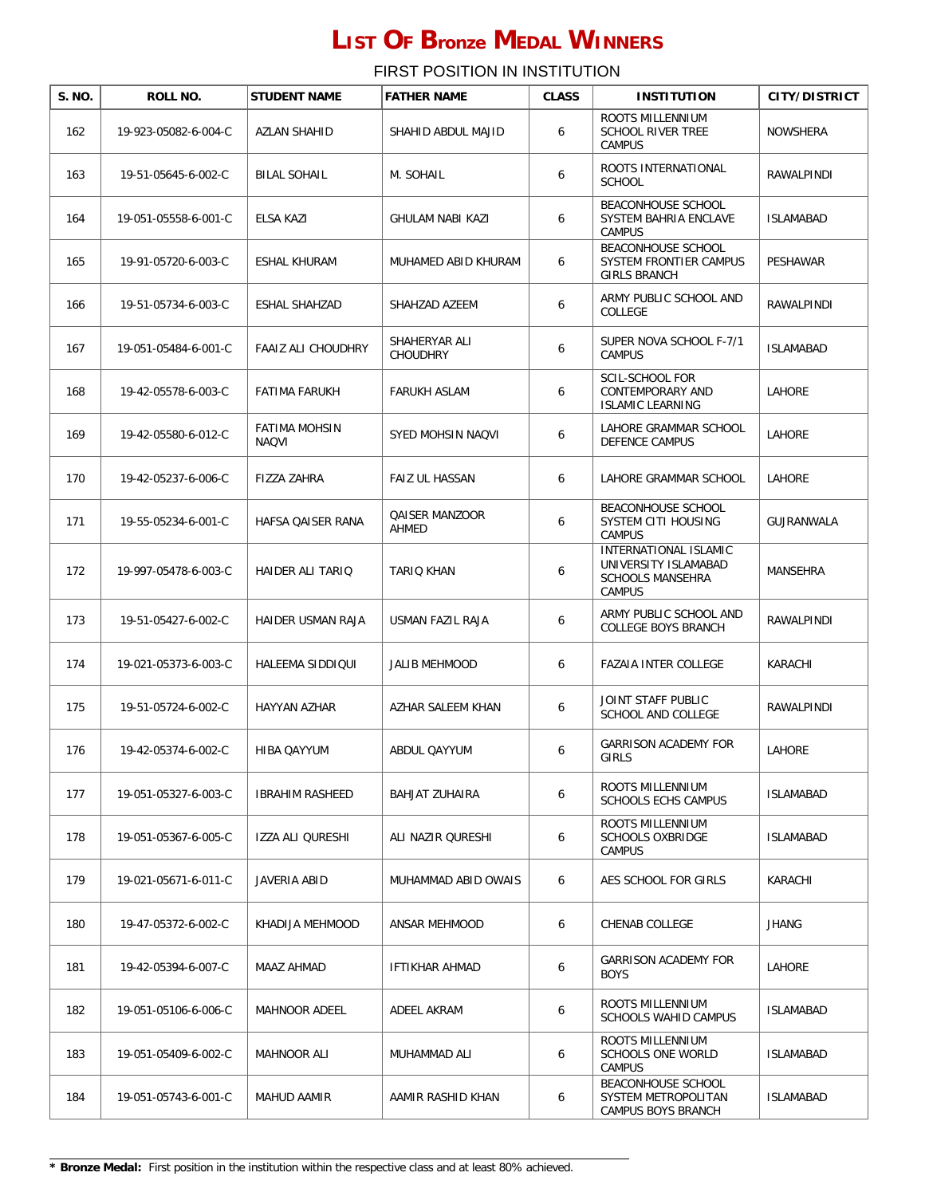# LIST OF Bronze MEDAL WINNERS

FIRST POSITION IN INSTITUTION

| S. NO. | ROLL NO. | STUDENT NAME | FATHER NAME | CLASS | INSTITUTION | CITY/DISTRICT |
|---|---|---|---|---|---|---|
| 162 | 19-923-05082-6-004-C | AZLAN SHAHID | SHAHID ABDUL MAJID | 6 | ROOTS MILLENNIUM SCHOOL RIVER TREE CAMPUS | NOWSHERA |
| 163 | 19-51-05645-6-002-C | BILAL SOHAIL | M. SOHAIL | 6 | ROOTS INTERNATIONAL SCHOOL | RAWALPINDI |
| 164 | 19-051-05558-6-001-C | ELSA KAZI | GHULAM NABI KAZI | 6 | BEACONHOUSE SCHOOL SYSTEM BAHRIA ENCLAVE CAMPUS | ISLAMABAD |
| 165 | 19-91-05720-6-003-C | ESHAL KHURAM | MUHAMED ABID KHURAM | 6 | BEACONHOUSE SCHOOL SYSTEM FRONTIER CAMPUS GIRLS BRANCH | PESHAWAR |
| 166 | 19-51-05734-6-003-C | ESHAL SHAHZAD | SHAHZAD AZEEM | 6 | ARMY PUBLIC SCHOOL AND COLLEGE | RAWALPINDI |
| 167 | 19-051-05484-6-001-C | FAAIZ ALI CHOUDHRY | SHAHERYAR ALI CHOUDHRY | 6 | SUPER NOVA SCHOOL F-7/1 CAMPUS | ISLAMABAD |
| 168 | 19-42-05578-6-003-C | FATIMA FARUKH | FARUKH ASLAM | 6 | SCIL-SCHOOL FOR CONTEMPORARY AND ISLAMIC LEARNING | LAHORE |
| 169 | 19-42-05580-6-012-C | FATIMA MOHSIN NAQVI | SYED MOHSIN NAQVI | 6 | LAHORE GRAMMAR SCHOOL DEFENCE CAMPUS | LAHORE |
| 170 | 19-42-05237-6-006-C | FIZZA ZAHRA | FAIZ UL HASSAN | 6 | LAHORE GRAMMAR SCHOOL | LAHORE |
| 171 | 19-55-05234-6-001-C | HAFSA QAISER RANA | QAISER MANZOOR AHMED | 6 | BEACONHOUSE SCHOOL SYSTEM CITI HOUSING CAMPUS | GUJRANWALA |
| 172 | 19-997-05478-6-003-C | HAIDER ALI TARIQ | TARIQ KHAN | 6 | INTERNATIONAL ISLAMIC UNIVERSITY ISLAMABAD SCHOOLS MANSEHRA CAMPUS | MANSEHRA |
| 173 | 19-51-05427-6-002-C | HAIDER USMAN RAJA | USMAN FAZIL RAJA | 6 | ARMY PUBLIC SCHOOL AND COLLEGE BOYS BRANCH | RAWALPINDI |
| 174 | 19-021-05373-6-003-C | HALEEMA SIDDIQUI | JALIB MEHMOOD | 6 | FAZAIA INTER COLLEGE | KARACHI |
| 175 | 19-51-05724-6-002-C | HAYYAN AZHAR | AZHAR SALEEM KHAN | 6 | JOINT STAFF PUBLIC SCHOOL AND COLLEGE | RAWALPINDI |
| 176 | 19-42-05374-6-002-C | HIBA QAYYUM | ABDUL QAYYUM | 6 | GARRISON ACADEMY FOR GIRLS | LAHORE |
| 177 | 19-051-05327-6-003-C | IBRAHIM RASHEED | BAHJAT ZUHAIRA | 6 | ROOTS MILLENNIUM SCHOOLS ECHS CAMPUS | ISLAMABAD |
| 178 | 19-051-05367-6-005-C | IZZA ALI QURESHI | ALI NAZIR QURESHI | 6 | ROOTS MILLENNIUM SCHOOLS OXBRIDGE CAMPUS | ISLAMABAD |
| 179 | 19-021-05671-6-011-C | JAVERIA ABID | MUHAMMAD ABID OWAIS | 6 | AES SCHOOL FOR GIRLS | KARACHI |
| 180 | 19-47-05372-6-002-C | KHADIJA MEHMOOD | ANSAR MEHMOOD | 6 | CHENAB COLLEGE | JHANG |
| 181 | 19-42-05394-6-007-C | MAAZ AHMAD | IFTIKHAR AHMAD | 6 | GARRISON ACADEMY FOR BOYS | LAHORE |
| 182 | 19-051-05106-6-006-C | MAHNOOR ADEEL | ADEEL AKRAM | 6 | ROOTS MILLENNIUM SCHOOLS WAHID CAMPUS | ISLAMABAD |
| 183 | 19-051-05409-6-002-C | MAHNOOR ALI | MUHAMMAD ALI | 6 | ROOTS MILLENNIUM SCHOOLS ONE WORLD CAMPUS | ISLAMABAD |
| 184 | 19-051-05743-6-001-C | MAHUD AAMIR | AAMIR RASHID KHAN | 6 | BEACONHOUSE SCHOOL SYSTEM METROPOLITAN CAMPUS BOYS BRANCH | ISLAMABAD |

**\* Bronze Medal:** First position in the institution within the respective class and at least 80% achieved.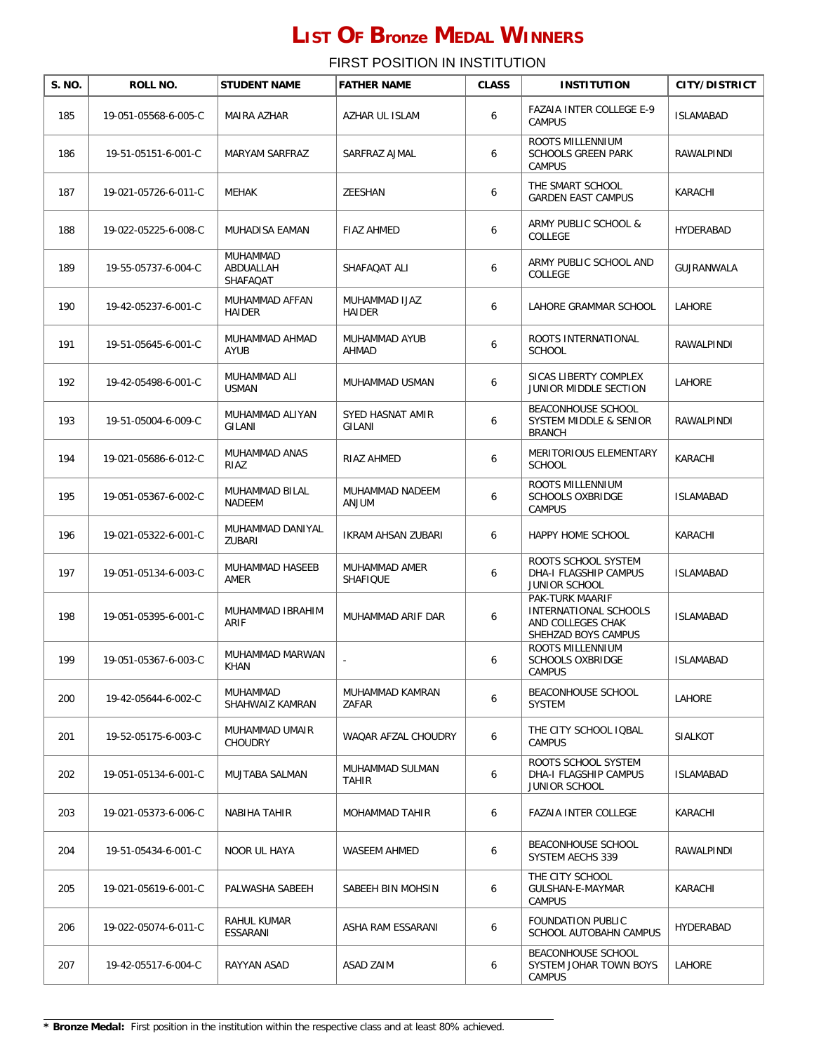# List Of Bronze Medal Winners

FIRST POSITION IN INSTITUTION

| S. NO. | ROLL NO. | STUDENT NAME | FATHER NAME | CLASS | INSTITUTION | CITY/DISTRICT |
|---|---|---|---|---|---|---|
| 185 | 19-051-05568-6-005-C | MAIRA AZHAR | AZHAR UL ISLAM | 6 | FAZAIA INTER COLLEGE E-9 CAMPUS | ISLAMABAD |
| 186 | 19-51-05151-6-001-C | MARYAM SARFRAZ | SARFRAZ AJMAL | 6 | ROOTS MILLENNIUM SCHOOLS GREEN PARK CAMPUS | RAWALPINDI |
| 187 | 19-021-05726-6-011-C | MEHAK | ZEESHAN | 6 | THE SMART SCHOOL GARDEN EAST CAMPUS | KARACHI |
| 188 | 19-022-05225-6-008-C | MUHADISA EAMAN | FIAZ AHMED | 6 | ARMY PUBLIC SCHOOL & COLLEGE | HYDERABAD |
| 189 | 19-55-05737-6-004-C | MUHAMMAD ABDUALLAH SHAFAQAT | SHAFAQAT ALI | 6 | ARMY PUBLIC SCHOOL AND COLLEGE | GUJRANWALA |
| 190 | 19-42-05237-6-001-C | MUHAMMAD AFFAN HAIDER | MUHAMMAD IJAZ HAIDER | 6 | LAHORE GRAMMAR SCHOOL | LAHORE |
| 191 | 19-51-05645-6-001-C | MUHAMMAD AHMAD AYUB | MUHAMMAD AYUB AHMAD | 6 | ROOTS INTERNATIONAL SCHOOL | RAWALPINDI |
| 192 | 19-42-05498-6-001-C | MUHAMMAD ALI USMAN | MUHAMMAD USMAN | 6 | SICAS LIBERTY COMPLEX JUNIOR MIDDLE SECTION | LAHORE |
| 193 | 19-51-05004-6-009-C | MUHAMMAD ALIYAN GILANI | SYED HASNAT AMIR GILANI | 6 | BEACONHOUSE SCHOOL SYSTEM MIDDLE & SENIOR BRANCH | RAWALPINDI |
| 194 | 19-021-05686-6-012-C | MUHAMMAD ANAS RIAZ | RIAZ AHMED | 6 | MERITORIOUS ELEMENTARY SCHOOL | KARACHI |
| 195 | 19-051-05367-6-002-C | MUHAMMAD BILAL NADEEM | MUHAMMAD NADEEM ANJUM | 6 | ROOTS MILLENNIUM SCHOOLS OXBRIDGE CAMPUS | ISLAMABAD |
| 196 | 19-021-05322-6-001-C | MUHAMMAD DANIYAL ZUBARI | IKRAM AHSAN ZUBARI | 6 | HAPPY HOME SCHOOL | KARACHI |
| 197 | 19-051-05134-6-003-C | MUHAMMAD HASEEB AMER | MUHAMMAD AMER SHAFIQUE | 6 | ROOTS SCHOOL SYSTEM DHA-I FLAGSHIP CAMPUS JUNIOR SCHOOL | ISLAMABAD |
| 198 | 19-051-05395-6-001-C | MUHAMMAD IBRAHIM ARIF | MUHAMMAD ARIF DAR | 6 | PAK-TURK MAARIF INTERNATIONAL SCHOOLS AND COLLEGES CHAK SHEHZAD BOYS CAMPUS | ISLAMABAD |
| 199 | 19-051-05367-6-003-C | MUHAMMAD MARWAN KHAN | - | 6 | ROOTS MILLENNIUM SCHOOLS OXBRIDGE CAMPUS | ISLAMABAD |
| 200 | 19-42-05644-6-002-C | MUHAMMAD SHAHWAIZ KAMRAN | MUHAMMAD KAMRAN ZAFAR | 6 | BEACONHOUSE SCHOOL SYSTEM | LAHORE |
| 201 | 19-52-05175-6-003-C | MUHAMMAD UMAIR CHOUDRY | WAQAR AFZAL CHOUDRY | 6 | THE CITY SCHOOL IQBAL CAMPUS | SIALKOT |
| 202 | 19-051-05134-6-001-C | MUJTABA SALMAN | MUHAMMAD SULMAN TAHIR | 6 | ROOTS SCHOOL SYSTEM DHA-I FLAGSHIP CAMPUS JUNIOR SCHOOL | ISLAMABAD |
| 203 | 19-021-05373-6-006-C | NABIHA TAHIR | MOHAMMAD TAHIR | 6 | FAZAIA INTER COLLEGE | KARACHI |
| 204 | 19-51-05434-6-001-C | NOOR UL HAYA | WASEEM AHMED | 6 | BEACONHOUSE SCHOOL SYSTEM AECHS 339 | RAWALPINDI |
| 205 | 19-021-05619-6-001-C | PALWASHA SABEEH | SABEEH BIN MOHSIN | 6 | THE CITY SCHOOL GULSHAN-E-MAYMAR CAMPUS | KARACHI |
| 206 | 19-022-05074-6-011-C | RAHUL KUMAR ESSARANI | ASHA RAM ESSARANI | 6 | FOUNDATION PUBLIC SCHOOL AUTOBAHN CAMPUS | HYDERABAD |
| 207 | 19-42-05517-6-004-C | RAYYAN ASAD | ASAD ZAIM | 6 | BEACONHOUSE SCHOOL SYSTEM JOHAR TOWN BOYS CAMPUS | LAHORE |

* **Bronze Medal:** First position in the institution within the respective class and at least 80% achieved.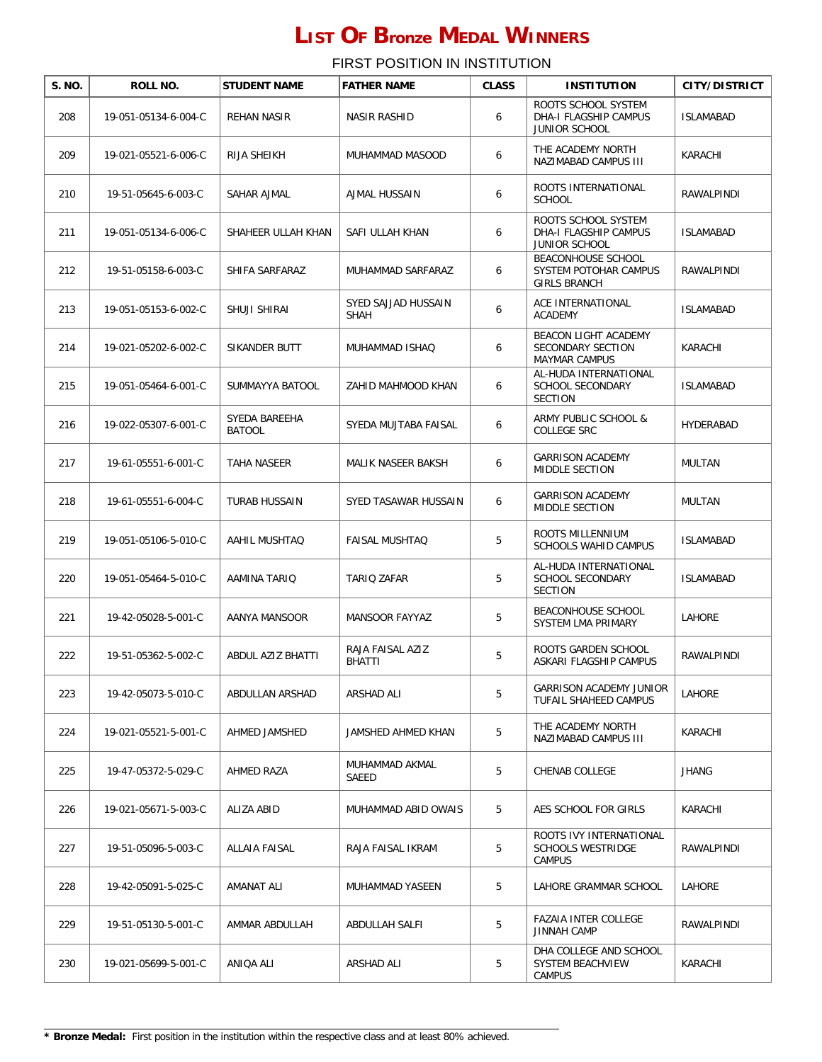# List Of Bronze Medal Winners

## FIRST POSITION IN INSTITUTION

| S. NO. | ROLL NO. | STUDENT NAME | FATHER NAME | CLASS | INSTITUTION | CITY/DISTRICT |
|---|---|---|---|---|---|---|
| 208 | 19-051-05134-6-004-C | REHAN NASIR | NASIR RASHID | 6 | ROOTS SCHOOL SYSTEM DHA-I FLAGSHIP CAMPUS JUNIOR SCHOOL | ISLAMABAD |
| 209 | 19-021-05521-6-006-C | RIJA SHEIKH | MUHAMMAD MASOOD | 6 | THE ACADEMY NORTH NAZIMABAD CAMPUS III | KARACHI |
| 210 | 19-51-05645-6-003-C | SAHAR AJMAL | AJMAL HUSSAIN | 6 | ROOTS INTERNATIONAL SCHOOL | RAWALPINDI |
| 211 | 19-051-05134-6-006-C | SHAHEER ULLAH KHAN | SAFI ULLAH KHAN | 6 | ROOTS SCHOOL SYSTEM DHA-I FLAGSHIP CAMPUS JUNIOR SCHOOL | ISLAMABAD |
| 212 | 19-51-05158-6-003-C | SHIFA SARFARAZ | MUHAMMAD SARFARAZ | 6 | BEACONHOUSE SCHOOL SYSTEM POTOHAR CAMPUS GIRLS BRANCH | RAWALPINDI |
| 213 | 19-051-05153-6-002-C | SHUJI SHIRAI | SYED SAJJAD HUSSAIN SHAH | 6 | ACE INTERNATIONAL ACADEMY | ISLAMABAD |
| 214 | 19-021-05202-6-002-C | SIKANDER BUTT | MUHAMMAD ISHAQ | 6 | BEACON LIGHT ACADEMY SECONDARY SECTION MAYMAR CAMPUS | KARACHI |
| 215 | 19-051-05464-6-001-C | SUMMAYYA BATOOL | ZAHID MAHMOOD KHAN | 6 | AL-HUDA INTERNATIONAL SCHOOL SECONDARY SECTION | ISLAMABAD |
| 216 | 19-022-05307-6-001-C | SYEDA BAREEHA BATOOL | SYEDA MUJTABA FAISAL | 6 | ARMY PUBLIC SCHOOL & COLLEGE SRC | HYDERABAD |
| 217 | 19-61-05551-6-001-C | TAHA NASEER | MALIK NASEER BAKSH | 6 | GARRISON ACADEMY MIDDLE SECTION | MULTAN |
| 218 | 19-61-05551-6-004-C | TURAB HUSSAIN | SYED TASAWAR HUSSAIN | 6 | GARRISON ACADEMY MIDDLE SECTION | MULTAN |
| 219 | 19-051-05106-5-010-C | AAHIL MUSHTAQ | FAISAL MUSHTAQ | 5 | ROOTS MILLENNIUM SCHOOLS WAHID CAMPUS | ISLAMABAD |
| 220 | 19-051-05464-5-010-C | AAMINA TARIQ | TARIQ ZAFAR | 5 | AL-HUDA INTERNATIONAL SCHOOL SECONDARY SECTION | ISLAMABAD |
| 221 | 19-42-05028-5-001-C | AANYA MANSOOR | MANSOOR FAYYAZ | 5 | BEACONHOUSE SCHOOL SYSTEM LMA PRIMARY | LAHORE |
| 222 | 19-51-05362-5-002-C | ABDUL AZIZ BHATTI | RAJA FAISAL AZIZ BHATTI | 5 | ROOTS GARDEN SCHOOL ASKARI FLAGSHIP CAMPUS | RAWALPINDI |
| 223 | 19-42-05073-5-010-C | ABDULLAN ARSHAD | ARSHAD ALI | 5 | GARRISON ACADEMY JUNIOR TUFAIL SHAHEED CAMPUS | LAHORE |
| 224 | 19-021-05521-5-001-C | AHMED JAMSHED | JAMSHED AHMED KHAN | 5 | THE ACADEMY NORTH NAZIMABAD CAMPUS III | KARACHI |
| 225 | 19-47-05372-5-029-C | AHMED RAZA | MUHAMMAD AKMAL SAEED | 5 | CHENAB COLLEGE | JHANG |
| 226 | 19-021-05671-5-003-C | ALIZA ABID | MUHAMMAD ABID OWAIS | 5 | AES SCHOOL FOR GIRLS | KARACHI |
| 227 | 19-51-05096-5-003-C | ALLAIA FAISAL | RAJA FAISAL IKRAM | 5 | ROOTS IVY INTERNATIONAL SCHOOLS WESTRIDGE CAMPUS | RAWALPINDI |
| 228 | 19-42-05091-5-025-C | AMANAT ALI | MUHAMMAD YASEEN | 5 | LAHORE GRAMMAR SCHOOL | LAHORE |
| 229 | 19-51-05130-5-001-C | AMMAR ABDULLAH | ABDULLAH SALFI | 5 | FAZAIA INTER COLLEGE JINNAH CAMP | RAWALPINDI |
| 230 | 19-021-05699-5-001-C | ANIQA ALI | ARSHAD ALI | 5 | DHA COLLEGE AND SCHOOL SYSTEM BEACHVIEW CAMPUS | KARACHI |

**\* Bronze Medal:** First position in the institution within the respective class and at least 80% achieved.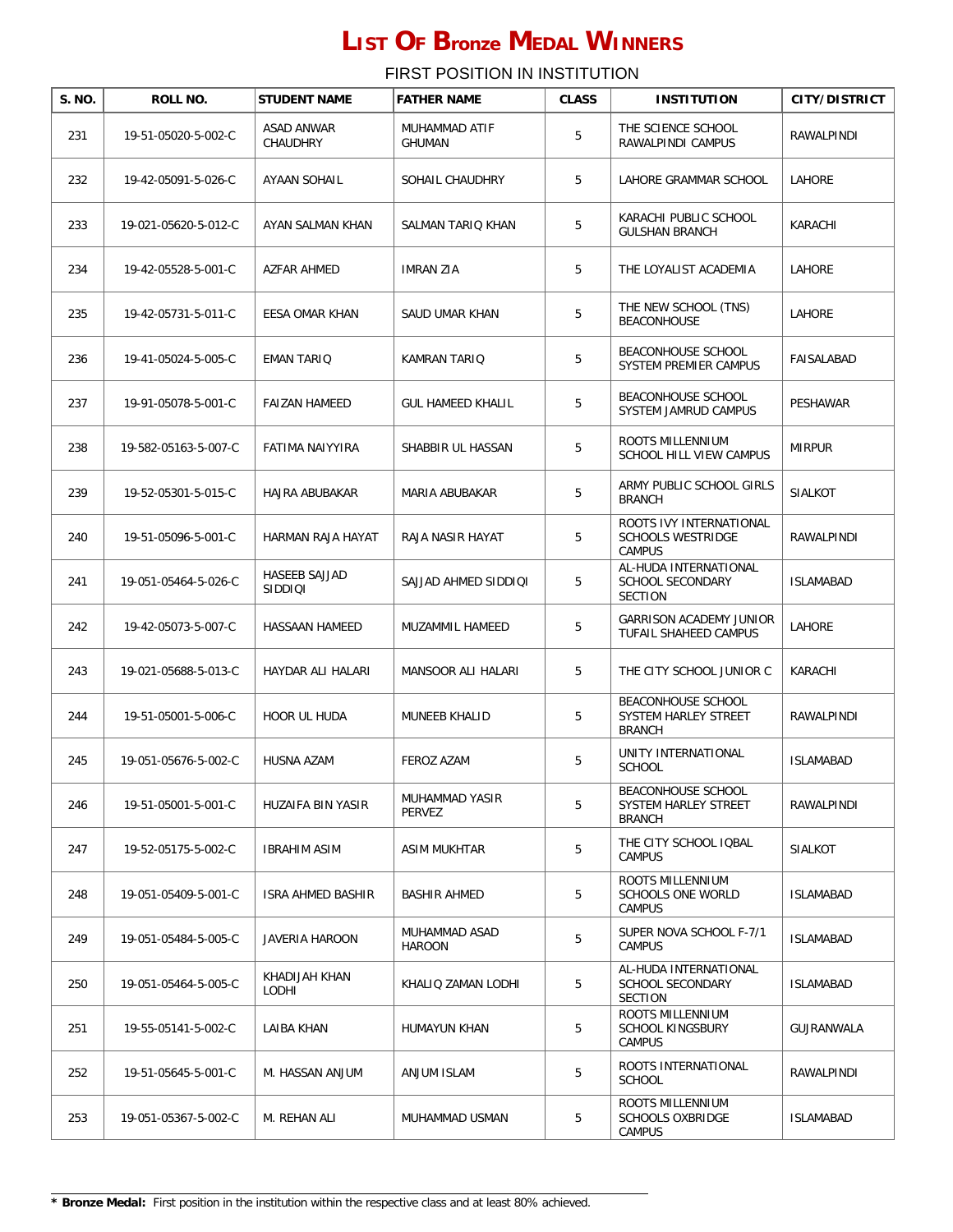# LIST OF BRONZE MEDAL WINNERS

FIRST POSITION IN INSTITUTION

| S. NO. | ROLL NO. | STUDENT NAME | FATHER NAME | CLASS | INSTITUTION | CITY/DISTRICT |
|---|---|---|---|---|---|---|
| 231 | 19-51-05020-5-002-C | ASAD ANWAR CHAUDHRY | MUHAMMAD ATIF GHUMAN | 5 | THE SCIENCE SCHOOL RAWALPINDI CAMPUS | RAWALPINDI |
| 232 | 19-42-05091-5-026-C | AYAAN SOHAIL | SOHAIL CHAUDHRY | 5 | LAHORE GRAMMAR SCHOOL | LAHORE |
| 233 | 19-021-05620-5-012-C | AYAN SALMAN KHAN | SALMAN TARIQ KHAN | 5 | KARACHI PUBLIC SCHOOL GULSHAN BRANCH | KARACHI |
| 234 | 19-42-05528-5-001-C | AZFAR AHMED | IMRAN ZIA | 5 | THE LOYALIST ACADEMIA | LAHORE |
| 235 | 19-42-05731-5-011-C | EESA OMAR KHAN | SAUD UMAR KHAN | 5 | THE NEW SCHOOL (TNS) BEACONHOUSE | LAHORE |
| 236 | 19-41-05024-5-005-C | EMAN TARIQ | KAMRAN TARIQ | 5 | BEACONHOUSE SCHOOL SYSTEM PREMIER CAMPUS | FAISALABAD |
| 237 | 19-91-05078-5-001-C | FAIZAN HAMEED | GUL HAMEED KHALIL | 5 | BEACONHOUSE SCHOOL SYSTEM JAMRUD CAMPUS | PESHAWAR |
| 238 | 19-582-05163-5-007-C | FATIMA NAIYYIRA | SHABBIR UL HASSAN | 5 | ROOTS MILLENNIUM SCHOOL HILL VIEW CAMPUS | MIRPUR |
| 239 | 19-52-05301-5-015-C | HAJRA ABUBAKAR | MARIA ABUBAKAR | 5 | ARMY PUBLIC SCHOOL GIRLS BRANCH | SIALKOT |
| 240 | 19-51-05096-5-001-C | HARMAN RAJA HAYAT | RAJA NASIR HAYAT | 5 | ROOTS IVY INTERNATIONAL SCHOOLS WESTRIDGE CAMPUS | RAWALPINDI |
| 241 | 19-051-05464-5-026-C | HASEEB SAJJAD SIDDIQI | SAJJAD AHMED SIDDIQI | 5 | AL-HUDA INTERNATIONAL SCHOOL SECONDARY SECTION | ISLAMABAD |
| 242 | 19-42-05073-5-007-C | HASSAAN HAMEED | MUZAMMIL HAMEED | 5 | GARRISON ACADEMY JUNIOR TUFAIL SHAHEED CAMPUS | LAHORE |
| 243 | 19-021-05688-5-013-C | HAYDAR ALI HALARI | MANSOOR ALI HALARI | 5 | THE CITY SCHOOL JUNIOR C | KARACHI |
| 244 | 19-51-05001-5-006-C | HOOR UL HUDA | MUNEEB KHALID | 5 | BEACONHOUSE SCHOOL SYSTEM HARLEY STREET BRANCH | RAWALPINDI |
| 245 | 19-051-05676-5-002-C | HUSNA AZAM | FEROZ AZAM | 5 | UNITY INTERNATIONAL SCHOOL | ISLAMABAD |
| 246 | 19-51-05001-5-001-C | HUZAIFA BIN YASIR | MUHAMMAD YASIR PERVEZ | 5 | BEACONHOUSE SCHOOL SYSTEM HARLEY STREET BRANCH | RAWALPINDI |
| 247 | 19-52-05175-5-002-C | IBRAHIM ASIM | ASIM MUKHTAR | 5 | THE CITY SCHOOL IQBAL CAMPUS | SIALKOT |
| 248 | 19-051-05409-5-001-C | ISRA AHMED BASHIR | BASHIR AHMED | 5 | ROOTS MILLENNIUM SCHOOLS ONE WORLD CAMPUS | ISLAMABAD |
| 249 | 19-051-05484-5-005-C | JAVERIA HAROON | MUHAMMAD ASAD HAROON | 5 | SUPER NOVA SCHOOL F-7/1 CAMPUS | ISLAMABAD |
| 250 | 19-051-05464-5-005-C | KHADIJAH KHAN LODHI | KHALIQ ZAMAN LODHI | 5 | AL-HUDA INTERNATIONAL SCHOOL SECONDARY SECTION | ISLAMABAD |
| 251 | 19-55-05141-5-002-C | LAIBA KHAN | HUMAYUN KHAN | 5 | ROOTS MILLENNIUM SCHOOL KINGSBURY CAMPUS | GUJRANWALA |
| 252 | 19-51-05645-5-001-C | M. HASSAN ANJUM | ANJUM ISLAM | 5 | ROOTS INTERNATIONAL SCHOOL | RAWALPINDI |
| 253 | 19-051-05367-5-002-C | M. REHAN ALI | MUHAMMAD USMAN | 5 | ROOTS MILLENNIUM SCHOOLS OXBRIDGE CAMPUS | ISLAMABAD |

* **Bronze Medal:** First position in the institution within the respective class and at least 80% achieved.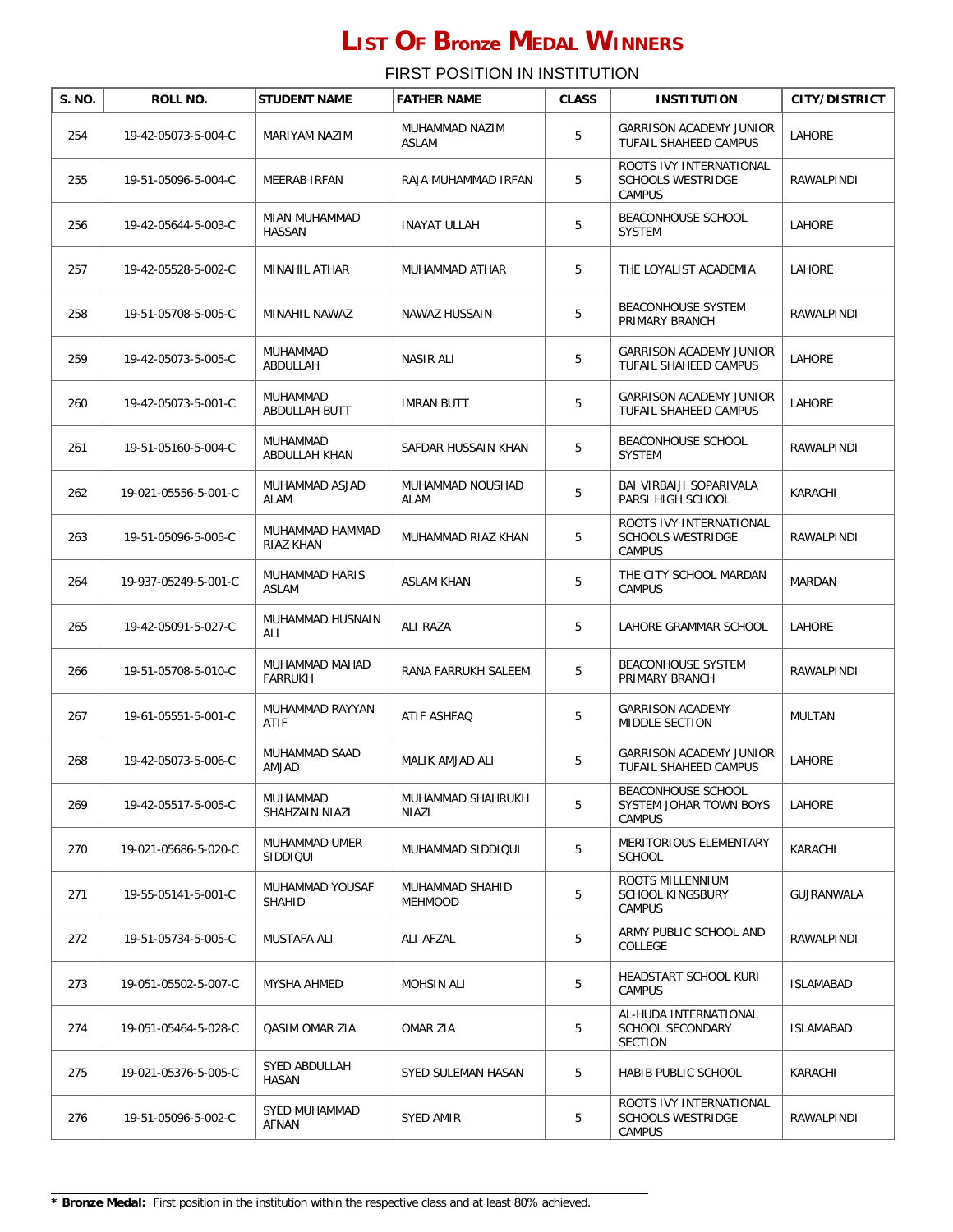# List Of Bronze Medal Winners

FIRST POSITION IN INSTITUTION

| S. NO. | ROLL NO. | STUDENT NAME | FATHER NAME | CLASS | INSTITUTION | CITY/DISTRICT |
|---|---|---|---|---|---|---|
| 254 | 19-42-05073-5-004-C | MARIYAM NAZIM | MUHAMMAD NAZIM ASLAM | 5 | GARRISON ACADEMY JUNIOR TUFAIL SHAHEED CAMPUS | LAHORE |
| 255 | 19-51-05096-5-004-C | MEERAB IRFAN | RAJA MUHAMMAD IRFAN | 5 | ROOTS IVY INTERNATIONAL SCHOOLS WESTRIDGE CAMPUS | RAWALPINDI |
| 256 | 19-42-05644-5-003-C | MIAN MUHAMMAD HASSAN | INAYAT ULLAH | 5 | BEACONHOUSE SCHOOL SYSTEM | LAHORE |
| 257 | 19-42-05528-5-002-C | MINAHIL ATHAR | MUHAMMAD ATHAR | 5 | THE LOYALIST ACADEMIA | LAHORE |
| 258 | 19-51-05708-5-005-C | MINAHIL NAWAZ | NAWAZ HUSSAIN | 5 | BEACONHOUSE SYSTEM PRIMARY BRANCH | RAWALPINDI |
| 259 | 19-42-05073-5-005-C | MUHAMMAD ABDULLAH | NASIR ALI | 5 | GARRISON ACADEMY JUNIOR TUFAIL SHAHEED CAMPUS | LAHORE |
| 260 | 19-42-05073-5-001-C | MUHAMMAD ABDULLAH BUTT | IMRAN BUTT | 5 | GARRISON ACADEMY JUNIOR TUFAIL SHAHEED CAMPUS | LAHORE |
| 261 | 19-51-05160-5-004-C | MUHAMMAD ABDULLAH KHAN | SAFDAR HUSSAIN KHAN | 5 | BEACONHOUSE SCHOOL SYSTEM | RAWALPINDI |
| 262 | 19-021-05556-5-001-C | MUHAMMAD ASJAD ALAM | MUHAMMAD NOUSHAD ALAM | 5 | BAI VIRBAIJI SOPARIVALA PARSI HIGH SCHOOL | KARACHI |
| 263 | 19-51-05096-5-005-C | MUHAMMAD HAMMAD RIAZ KHAN | MUHAMMAD RIAZ KHAN | 5 | ROOTS IVY INTERNATIONAL SCHOOLS WESTRIDGE CAMPUS | RAWALPINDI |
| 264 | 19-937-05249-5-001-C | MUHAMMAD HARIS ASLAM | ASLAM KHAN | 5 | THE CITY SCHOOL MARDAN CAMPUS | MARDAN |
| 265 | 19-42-05091-5-027-C | MUHAMMAD HUSNAIN ALI | ALI RAZA | 5 | LAHORE GRAMMAR SCHOOL | LAHORE |
| 266 | 19-51-05708-5-010-C | MUHAMMAD MAHAD FARRUKH | RANA FARRUKH SALEEM | 5 | BEACONHOUSE SYSTEM PRIMARY BRANCH | RAWALPINDI |
| 267 | 19-61-05551-5-001-C | MUHAMMAD RAYYAN ATIF | ATIF ASHFAQ | 5 | GARRISON ACADEMY MIDDLE SECTION | MULTAN |
| 268 | 19-42-05073-5-006-C | MUHAMMAD SAAD AMJAD | MALIK AMJAD ALI | 5 | GARRISON ACADEMY JUNIOR TUFAIL SHAHEED CAMPUS | LAHORE |
| 269 | 19-42-05517-5-005-C | MUHAMMAD SHAHZAIN NIAZI | MUHAMMAD SHAHRUKH NIAZI | 5 | BEACONHOUSE SCHOOL SYSTEM JOHAR TOWN BOYS CAMPUS | LAHORE |
| 270 | 19-021-05686-5-020-C | MUHAMMAD UMER SIDDIQUI | MUHAMMAD SIDDIQUI | 5 | MERITORIOUS ELEMENTARY SCHOOL | KARACHI |
| 271 | 19-55-05141-5-001-C | MUHAMMAD YOUSAF SHAHID | MUHAMMAD SHAHID MEHMOOD | 5 | ROOTS MILLENNIUM SCHOOL KINGSBURY CAMPUS | GUJRANWALA |
| 272 | 19-51-05734-5-005-C | MUSTAFA ALI | ALI AFZAL | 5 | ARMY PUBLIC SCHOOL AND COLLEGE | RAWALPINDI |
| 273 | 19-051-05502-5-007-C | MYSHA AHMED | MOHSIN ALI | 5 | HEADSTART SCHOOL KURI CAMPUS | ISLAMABAD |
| 274 | 19-051-05464-5-028-C | QASIM OMAR ZIA | OMAR ZIA | 5 | AL-HUDA INTERNATIONAL SCHOOL SECONDARY SECTION | ISLAMABAD |
| 275 | 19-021-05376-5-005-C | SYED ABDULLAH HASAN | SYED SULEMAN HASAN | 5 | HABIB PUBLIC SCHOOL | KARACHI |
| 276 | 19-51-05096-5-002-C | SYED MUHAMMAD AFNAN | SYED AMIR | 5 | ROOTS IVY INTERNATIONAL SCHOOLS WESTRIDGE CAMPUS | RAWALPINDI |

* **Bronze Medal:** First position in the institution within the respective class and at least 80% achieved.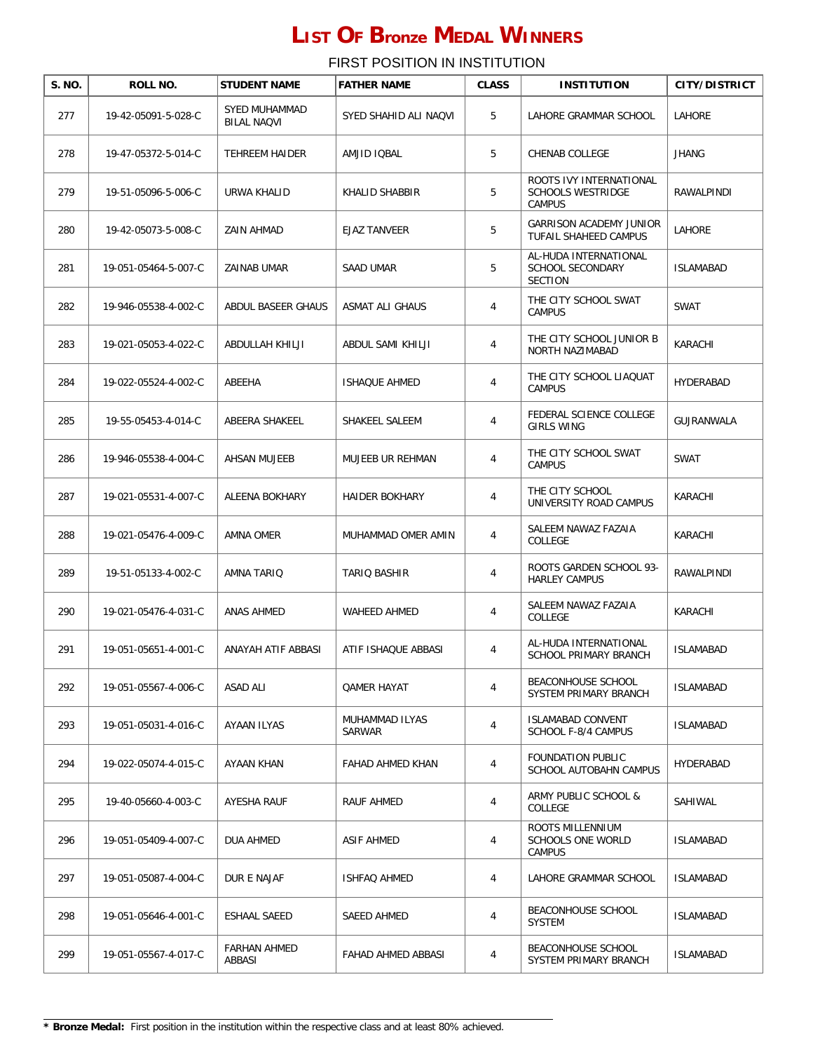# LIST OF BRONZE MEDAL WINNERS

## FIRST POSITION IN INSTITUTION

| S. NO. | ROLL NO. | STUDENT NAME | FATHER NAME | CLASS | INSTITUTION | CITY/DISTRICT |
|---|---|---|---|---|---|---|
| 277 | 19-42-05091-5-028-C | SYED MUHAMMAD BILAL NAQVI | SYED SHAHID ALI NAQVI | 5 | LAHORE GRAMMAR SCHOOL | LAHORE |
| 278 | 19-47-05372-5-014-C | TEHREEM HAIDER | AMJID IQBAL | 5 | CHENAB COLLEGE | JHANG |
| 279 | 19-51-05096-5-006-C | URWA KHALID | KHALID SHABBIR | 5 | ROOTS IVY INTERNATIONAL SCHOOLS WESTRIDGE CAMPUS | RAWALPINDI |
| 280 | 19-42-05073-5-008-C | ZAIN AHMAD | EJAZ TANVEER | 5 | GARRISON ACADEMY JUNIOR TUFAIL SHAHEED CAMPUS | LAHORE |
| 281 | 19-051-05464-5-007-C | ZAINAB UMAR | SAAD UMAR | 5 | AL-HUDA INTERNATIONAL SCHOOL SECONDARY SECTION | ISLAMABAD |
| 282 | 19-946-05538-4-002-C | ABDUL BASEER GHAUS | ASMAT ALI GHAUS | 4 | THE CITY SCHOOL SWAT CAMPUS | SWAT |
| 283 | 19-021-05053-4-022-C | ABDULLAH KHILJI | ABDUL SAMI KHILJI | 4 | THE CITY SCHOOL JUNIOR B NORTH NAZIMABAD | KARACHI |
| 284 | 19-022-05524-4-002-C | ABEEHA | ISHAQUE AHMED | 4 | THE CITY SCHOOL LIAQUAT CAMPUS | HYDERABAD |
| 285 | 19-55-05453-4-014-C | ABEERA SHAKEEL | SHAKEEL SALEEM | 4 | FEDERAL SCIENCE COLLEGE GIRLS WING | GUJRANWALA |
| 286 | 19-946-05538-4-004-C | AHSAN MUJEEB | MUJEEB UR REHMAN | 4 | THE CITY SCHOOL SWAT CAMPUS | SWAT |
| 287 | 19-021-05531-4-007-C | ALEENA BOKHARY | HAIDER BOKHARY | 4 | THE CITY SCHOOL UNIVERSITY ROAD CAMPUS | KARACHI |
| 288 | 19-021-05476-4-009-C | AMNA OMER | MUHAMMAD OMER AMIN | 4 | SALEEM NAWAZ FAZAIA COLLEGE | KARACHI |
| 289 | 19-51-05133-4-002-C | AMNA TARIQ | TARIQ BASHIR | 4 | ROOTS GARDEN SCHOOL 93-HARLEY CAMPUS | RAWALPINDI |
| 290 | 19-021-05476-4-031-C | ANAS AHMED | WAHEED AHMED | 4 | SALEEM NAWAZ FAZAIA COLLEGE | KARACHI |
| 291 | 19-051-05651-4-001-C | ANAYAH ATIF ABBASI | ATIF ISHAQUE ABBASI | 4 | AL-HUDA INTERNATIONAL SCHOOL PRIMARY BRANCH | ISLAMABAD |
| 292 | 19-051-05567-4-006-C | ASAD ALI | QAMER HAYAT | 4 | BEACONHOUSE SCHOOL SYSTEM PRIMARY BRANCH | ISLAMABAD |
| 293 | 19-051-05031-4-016-C | AYAAN ILYAS | MUHAMMAD ILYAS SARWAR | 4 | ISLAMABAD CONVENT SCHOOL F-8/4 CAMPUS | ISLAMABAD |
| 294 | 19-022-05074-4-015-C | AYAAN KHAN | FAHAD AHMED KHAN | 4 | FOUNDATION PUBLIC SCHOOL AUTOBAHN CAMPUS | HYDERABAD |
| 295 | 19-40-05660-4-003-C | AYESHA RAUF | RAUF AHMED | 4 | ARMY PUBLIC SCHOOL & COLLEGE | SAHIWAL |
| 296 | 19-051-05409-4-007-C | DUA AHMED | ASIF AHMED | 4 | ROOTS MILLENNIUM SCHOOLS ONE WORLD CAMPUS | ISLAMABAD |
| 297 | 19-051-05087-4-004-C | DUR E NAJAF | ISHFAQ AHMED | 4 | LAHORE GRAMMAR SCHOOL | ISLAMABAD |
| 298 | 19-051-05646-4-001-C | ESHAAL SAEED | SAEED AHMED | 4 | BEACONHOUSE SCHOOL SYSTEM | ISLAMABAD |
| 299 | 19-051-05567-4-017-C | FARHAN AHMED ABBASI | FAHAD AHMED ABBASI | 4 | BEACONHOUSE SCHOOL SYSTEM PRIMARY BRANCH | ISLAMABAD |

**\* Bronze Medal:** First position in the institution within the respective class and at least 80% achieved.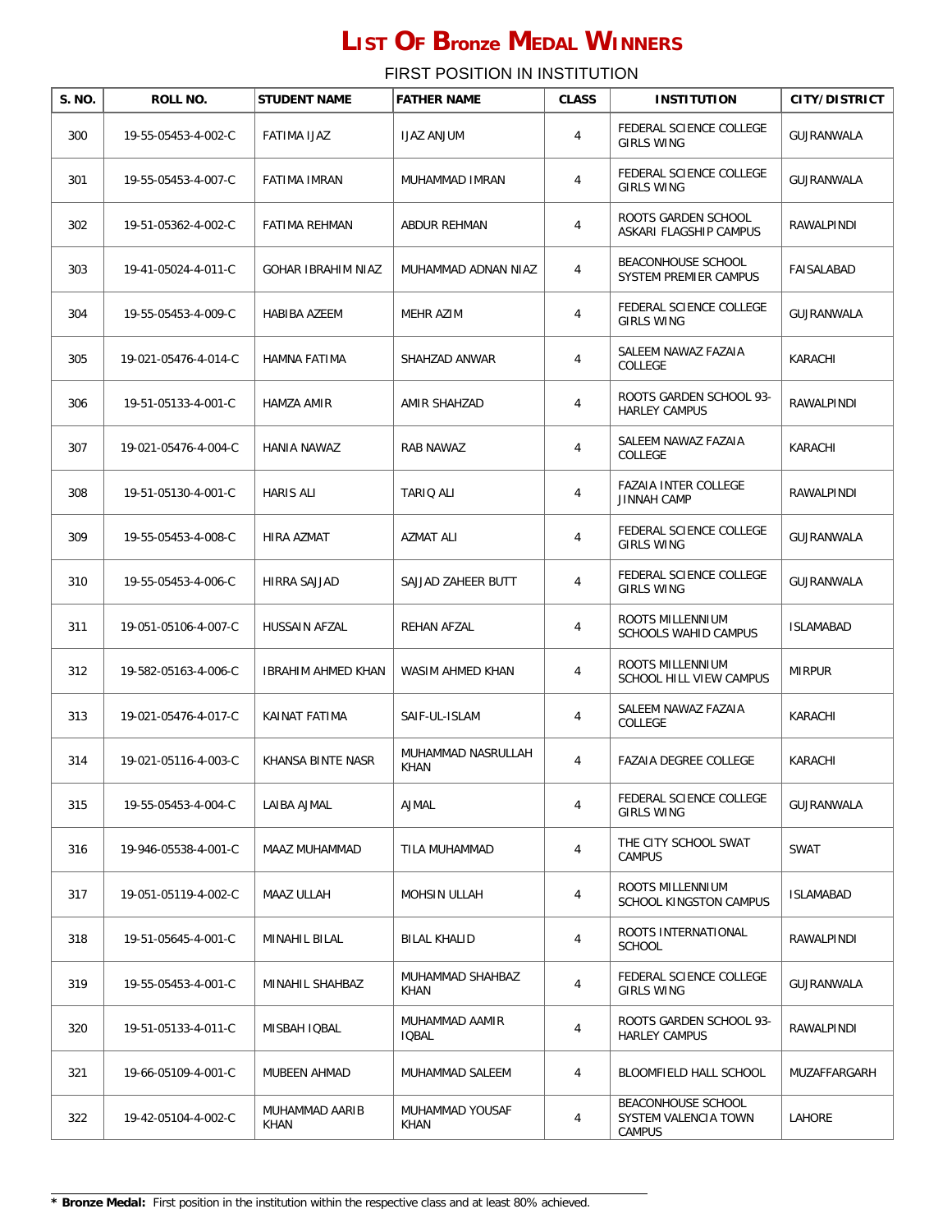# LIST OF BRONZE MEDAL WINNERS

FIRST POSITION IN INSTITUTION

| S. NO. | ROLL NO. | STUDENT NAME | FATHER NAME | CLASS | INSTITUTION | CITY/DISTRICT |
|---|---|---|---|---|---|---|
| 300 | 19-55-05453-4-002-C | FATIMA IJAZ | IJAZ ANJUM | 4 | FEDERAL SCIENCE COLLEGE GIRLS WING | GUJRANWALA |
| 301 | 19-55-05453-4-007-C | FATIMA IMRAN | MUHAMMAD IMRAN | 4 | FEDERAL SCIENCE COLLEGE GIRLS WING | GUJRANWALA |
| 302 | 19-51-05362-4-002-C | FATIMA REHMAN | ABDUR REHMAN | 4 | ROOTS GARDEN SCHOOL ASKARI FLAGSHIP CAMPUS | RAWALPINDI |
| 303 | 19-41-05024-4-011-C | GOHAR IBRAHIM NIAZ | MUHAMMAD ADNAN NIAZ | 4 | BEACONHOUSE SCHOOL SYSTEM PREMIER CAMPUS | FAISALABAD |
| 304 | 19-55-05453-4-009-C | HABIBA AZEEM | MEHR AZIM | 4 | FEDERAL SCIENCE COLLEGE GIRLS WING | GUJRANWALA |
| 305 | 19-021-05476-4-014-C | HAMNA FATIMA | SHAHZAD ANWAR | 4 | SALEEM NAWAZ FAZAIA COLLEGE | KARACHI |
| 306 | 19-51-05133-4-001-C | HAMZA AMIR | AMIR SHAHZAD | 4 | ROOTS GARDEN SCHOOL 93-HARLEY CAMPUS | RAWALPINDI |
| 307 | 19-021-05476-4-004-C | HANIA NAWAZ | RAB NAWAZ | 4 | SALEEM NAWAZ FAZAIA COLLEGE | KARACHI |
| 308 | 19-51-05130-4-001-C | HARIS ALI | TARIQ ALI | 4 | FAZAIA INTER COLLEGE JINNAH CAMP | RAWALPINDI |
| 309 | 19-55-05453-4-008-C | HIRA AZMAT | AZMAT ALI | 4 | FEDERAL SCIENCE COLLEGE GIRLS WING | GUJRANWALA |
| 310 | 19-55-05453-4-006-C | HIRRA SAJJAD | SAJJAD ZAHEER BUTT | 4 | FEDERAL SCIENCE COLLEGE GIRLS WING | GUJRANWALA |
| 311 | 19-051-05106-4-007-C | HUSSAIN AFZAL | REHAN AFZAL | 4 | ROOTS MILLENNIUM SCHOOLS WAHID CAMPUS | ISLAMABAD |
| 312 | 19-582-05163-4-006-C | IBRAHIM AHMED KHAN | WASIM AHMED KHAN | 4 | ROOTS MILLENNIUM SCHOOL HILL VIEW CAMPUS | MIRPUR |
| 313 | 19-021-05476-4-017-C | KAINAT FATIMA | SAIF-UL-ISLAM | 4 | SALEEM NAWAZ FAZAIA COLLEGE | KARACHI |
| 314 | 19-021-05116-4-003-C | KHANSA BINTE NASR | MUHAMMAD NASRULLAH KHAN | 4 | FAZAIA DEGREE COLLEGE | KARACHI |
| 315 | 19-55-05453-4-004-C | LAIBA AJMAL | AJMAL | 4 | FEDERAL SCIENCE COLLEGE GIRLS WING | GUJRANWALA |
| 316 | 19-946-05538-4-001-C | MAAZ MUHAMMAD | TILA MUHAMMAD | 4 | THE CITY SCHOOL SWAT CAMPUS | SWAT |
| 317 | 19-051-05119-4-002-C | MAAZ ULLAH | MOHSIN ULLAH | 4 | ROOTS MILLENNIUM SCHOOL KINGSTON CAMPUS | ISLAMABAD |
| 318 | 19-51-05645-4-001-C | MINAHIL BILAL | BILAL KHALID | 4 | ROOTS INTERNATIONAL SCHOOL | RAWALPINDI |
| 319 | 19-55-05453-4-001-C | MINAHIL SHAHBAZ | MUHAMMAD SHAHBAZ KHAN | 4 | FEDERAL SCIENCE COLLEGE GIRLS WING | GUJRANWALA |
| 320 | 19-51-05133-4-011-C | MISBAH IQBAL | MUHAMMAD AAMIR IQBAL | 4 | ROOTS GARDEN SCHOOL 93-HARLEY CAMPUS | RAWALPINDI |
| 321 | 19-66-05109-4-001-C | MUBEEN AHMAD | MUHAMMAD SALEEM | 4 | BLOOMFIELD HALL SCHOOL | MUZAFFARGARH |
| 322 | 19-42-05104-4-002-C | MUHAMMAD AARIB KHAN | MUHAMMAD YOUSAF KHAN | 4 | BEACONHOUSE SCHOOL SYSTEM VALENCIA TOWN CAMPUS | LAHORE |

* **Bronze Medal:** First position in the institution within the respective class and at least 80% achieved.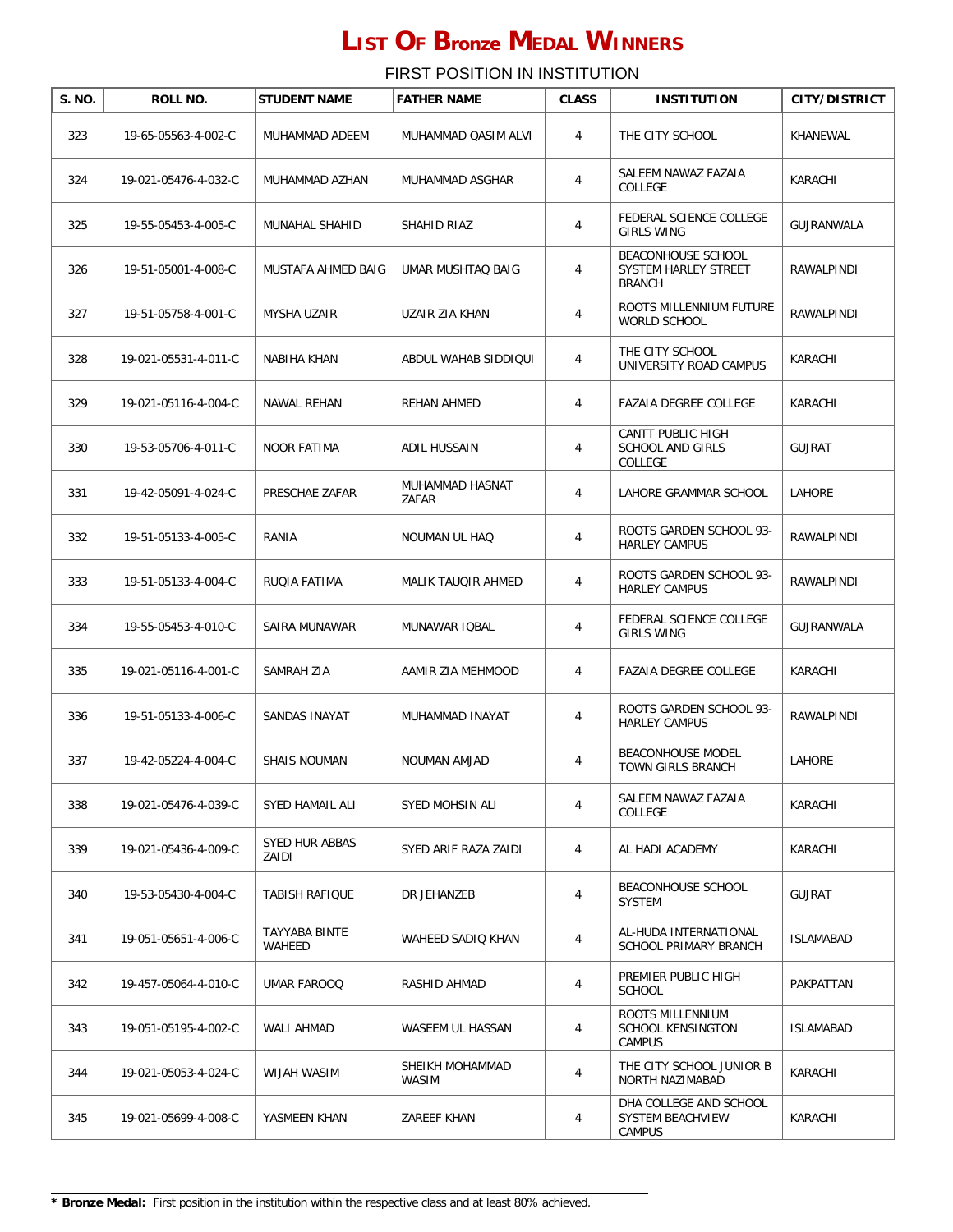# LIST OF BRONZE MEDAL WINNERS

## FIRST POSITION IN INSTITUTION

| S. NO. | ROLL NO. | STUDENT NAME | FATHER NAME | CLASS | INSTITUTION | CITY/DISTRICT |
|---|---|---|---|---|---|---|
| 323 | 19-65-05563-4-002-C | MUHAMMAD ADEEM | MUHAMMAD QASIM ALVI | 4 | THE CITY SCHOOL | KHANEWAL |
| 324 | 19-021-05476-4-032-C | MUHAMMAD AZHAN | MUHAMMAD ASGHAR | 4 | SALEEM NAWAZ FAZAIA COLLEGE | KARACHI |
| 325 | 19-55-05453-4-005-C | MUNAHAL SHAHID | SHAHID RIAZ | 4 | FEDERAL SCIENCE COLLEGE GIRLS WING | GUJRANWALA |
| 326 | 19-51-05001-4-008-C | MUSTAFA AHMED BAIG | UMAR MUSHTAQ BAIG | 4 | BEACONHOUSE SCHOOL SYSTEM HARLEY STREET BRANCH | RAWALPINDI |
| 327 | 19-51-05758-4-001-C | MYSHA UZAIR | UZAIR ZIA KHAN | 4 | ROOTS MILLENNIUM FUTURE WORLD SCHOOL | RAWALPINDI |
| 328 | 19-021-05531-4-011-C | NABIHA KHAN | ABDUL WAHAB SIDDIQUI | 4 | THE CITY SCHOOL UNIVERSITY ROAD CAMPUS | KARACHI |
| 329 | 19-021-05116-4-004-C | NAWAL REHAN | REHAN AHMED | 4 | FAZAIA DEGREE COLLEGE | KARACHI |
| 330 | 19-53-05706-4-011-C | NOOR FATIMA | ADIL HUSSAIN | 4 | CANTT PUBLIC HIGH SCHOOL AND GIRLS COLLEGE | GUJRAT |
| 331 | 19-42-05091-4-024-C | PRESCHAE ZAFAR | MUHAMMAD HASNAT ZAFAR | 4 | LAHORE GRAMMAR SCHOOL | LAHORE |
| 332 | 19-51-05133-4-005-C | RANIA | NOUMAN UL HAQ | 4 | ROOTS GARDEN SCHOOL 93-HARLEY CAMPUS | RAWALPINDI |
| 333 | 19-51-05133-4-004-C | RUQIA FATIMA | MALIK TAUQIR AHMED | 4 | ROOTS GARDEN SCHOOL 93-HARLEY CAMPUS | RAWALPINDI |
| 334 | 19-55-05453-4-010-C | SAIRA MUNAWAR | MUNAWAR IQBAL | 4 | FEDERAL SCIENCE COLLEGE GIRLS WING | GUJRANWALA |
| 335 | 19-021-05116-4-001-C | SAMRAH ZIA | AAMIR ZIA MEHMOOD | 4 | FAZAIA DEGREE COLLEGE | KARACHI |
| 336 | 19-51-05133-4-006-C | SANDAS INAYAT | MUHAMMAD INAYAT | 4 | ROOTS GARDEN SCHOOL 93-HARLEY CAMPUS | RAWALPINDI |
| 337 | 19-42-05224-4-004-C | SHAIS NOUMAN | NOUMAN AMJAD | 4 | BEACONHOUSE MODEL TOWN GIRLS BRANCH | LAHORE |
| 338 | 19-021-05476-4-039-C | SYED HAMAIL ALI | SYED MOHSIN ALI | 4 | SALEEM NAWAZ FAZAIA COLLEGE | KARACHI |
| 339 | 19-021-05436-4-009-C | SYED HUR ABBAS ZAIDI | SYED ARIF RAZA ZAIDI | 4 | AL HADI ACADEMY | KARACHI |
| 340 | 19-53-05430-4-004-C | TABISH RAFIQUE | DR JEHANZEB | 4 | BEACONHOUSE SCHOOL SYSTEM | GUJRAT |
| 341 | 19-051-05651-4-006-C | TAYYABA BINTE WAHEED | WAHEED SADIQ KHAN | 4 | AL-HUDA INTERNATIONAL SCHOOL PRIMARY BRANCH | ISLAMABAD |
| 342 | 19-457-05064-4-010-C | UMAR FAROOQ | RASHID AHMAD | 4 | PREMIER PUBLIC HIGH SCHOOL | PAKPATTAN |
| 343 | 19-051-05195-4-002-C | WALI AHMAD | WASEEM UL HASSAN | 4 | ROOTS MILLENNIUM SCHOOL KENSINGTON CAMPUS | ISLAMABAD |
| 344 | 19-021-05053-4-024-C | WIJAH WASIM | SHEIKH MOHAMMAD WASIM | 4 | THE CITY SCHOOL JUNIOR B NORTH NAZIMABAD | KARACHI |
| 345 | 19-021-05699-4-008-C | YASMEEN KHAN | ZAREEF KHAN | 4 | DHA COLLEGE AND SCHOOL SYSTEM BEACHVIEW CAMPUS | KARACHI |

* **Bronze Medal:** First position in the institution within the respective class and at least 80% achieved.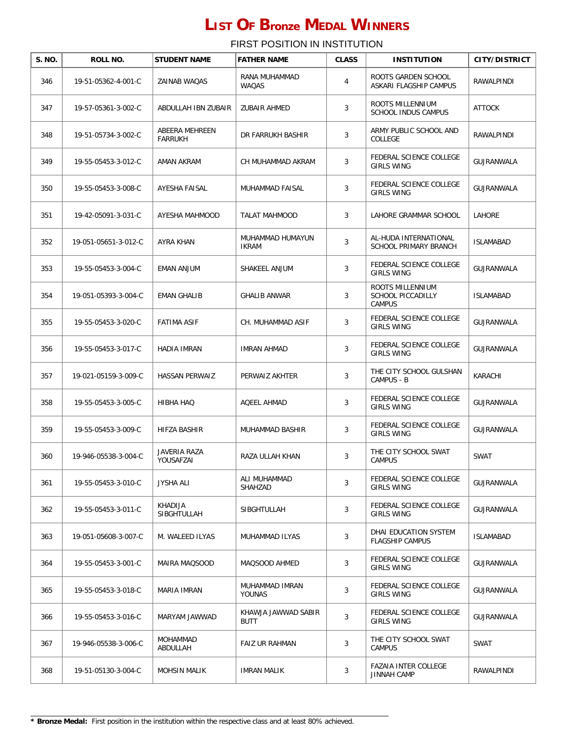# LIST OF BRONZE MEDAL WINNERS

FIRST POSITION IN INSTITUTION

| S. NO. | ROLL NO. | STUDENT NAME | FATHER NAME | CLASS | INSTITUTION | CITY/DISTRICT |
|---|---|---|---|---|---|---|
| 346 | 19-51-05362-4-001-C | ZAINAB WAQAS | RANA MUHAMMAD WAQAS | 4 | ROOTS GARDEN SCHOOL ASKARI FLAGSHIP CAMPUS | RAWALPINDI |
| 347 | 19-57-05361-3-002-C | ABDULLAH IBN ZUBAIR | ZUBAIR AHMED | 3 | ROOTS MILLENNIUM SCHOOL INDUS CAMPUS | ATTOCK |
| 348 | 19-51-05734-3-002-C | ABEERA MEHREEN FARRUKH | DR FARRUKH BASHIR | 3 | ARMY PUBLIC SCHOOL AND COLLEGE | RAWALPINDI |
| 349 | 19-55-05453-3-012-C | AMAN AKRAM | CH MUHAMMAD AKRAM | 3 | FEDERAL SCIENCE COLLEGE GIRLS WING | GUJRANWALA |
| 350 | 19-55-05453-3-008-C | AYESHA FAISAL | MUHAMMAD FAISAL | 3 | FEDERAL SCIENCE COLLEGE GIRLS WING | GUJRANWALA |
| 351 | 19-42-05091-3-031-C | AYESHA MAHMOOD | TALAT MAHMOOD | 3 | LAHORE GRAMMAR SCHOOL | LAHORE |
| 352 | 19-051-05651-3-012-C | AYRA KHAN | MUHAMMAD HUMAYUN IKRAM | 3 | AL-HUDA INTERNATIONAL SCHOOL PRIMARY BRANCH | ISLAMABAD |
| 353 | 19-55-05453-3-004-C | EMAN ANJUM | SHAKEEL ANJUM | 3 | FEDERAL SCIENCE COLLEGE GIRLS WING | GUJRANWALA |
| 354 | 19-051-05393-3-004-C | EMAN GHALIB | GHALIB ANWAR | 3 | ROOTS MILLENNIUM SCHOOL PICCADILLY CAMPUS | ISLAMABAD |
| 355 | 19-55-05453-3-020-C | FATIMA ASIF | CH. MUHAMMAD ASIF | 3 | FEDERAL SCIENCE COLLEGE GIRLS WING | GUJRANWALA |
| 356 | 19-55-05453-3-017-C | HADIA IMRAN | IMRAN AHMAD | 3 | FEDERAL SCIENCE COLLEGE GIRLS WING | GUJRANWALA |
| 357 | 19-021-05159-3-009-C | HASSAN PERWAIZ | PERWAIZ AKHTER | 3 | THE CITY SCHOOL GULSHAN CAMPUS - B | KARACHI |
| 358 | 19-55-05453-3-005-C | HIBHA HAQ | AQEEL AHMAD | 3 | FEDERAL SCIENCE COLLEGE GIRLS WING | GUJRANWALA |
| 359 | 19-55-05453-3-009-C | HIFZA BASHIR | MUHAMMAD BASHIR | 3 | FEDERAL SCIENCE COLLEGE GIRLS WING | GUJRANWALA |
| 360 | 19-946-05538-3-004-C | JAVERIA RAZA YOUSAFZAI | RAZA ULLAH KHAN | 3 | THE CITY SCHOOL SWAT CAMPUS | SWAT |
| 361 | 19-55-05453-3-010-C | JYSHA ALI | ALI MUHAMMAD SHAHZAD | 3 | FEDERAL SCIENCE COLLEGE GIRLS WING | GUJRANWALA |
| 362 | 19-55-05453-3-011-C | KHADIJA SIBGHTULLAH | SIBGHTULLAH | 3 | FEDERAL SCIENCE COLLEGE GIRLS WING | GUJRANWALA |
| 363 | 19-051-05608-3-007-C | M. WALEED ILYAS | MUHAMMAD ILYAS | 3 | DHAI EDUCATION SYSTEM FLAGSHIP CAMPUS | ISLAMABAD |
| 364 | 19-55-05453-3-001-C | MAIRA MAQSOOD | MAQSOOD AHMED | 3 | FEDERAL SCIENCE COLLEGE GIRLS WING | GUJRANWALA |
| 365 | 19-55-05453-3-018-C | MARIA IMRAN | MUHAMMAD IMRAN YOUNAS | 3 | FEDERAL SCIENCE COLLEGE GIRLS WING | GUJRANWALA |
| 366 | 19-55-05453-3-016-C | MARYAM JAWWAD | KHAWJA JAWWAD SABIR BUTT | 3 | FEDERAL SCIENCE COLLEGE GIRLS WING | GUJRANWALA |
| 367 | 19-946-05538-3-006-C | MOHAMMAD ABDULLAH | FAIZ UR RAHMAN | 3 | THE CITY SCHOOL SWAT CAMPUS | SWAT |
| 368 | 19-51-05130-3-004-C | MOHSIN MALIK | IMRAN MALIK | 3 | FAZAIA INTER COLLEGE JINNAH CAMP | RAWALPINDI |

**\* Bronze Medal:** First position in the institution within the respective class and at least 80% achieved.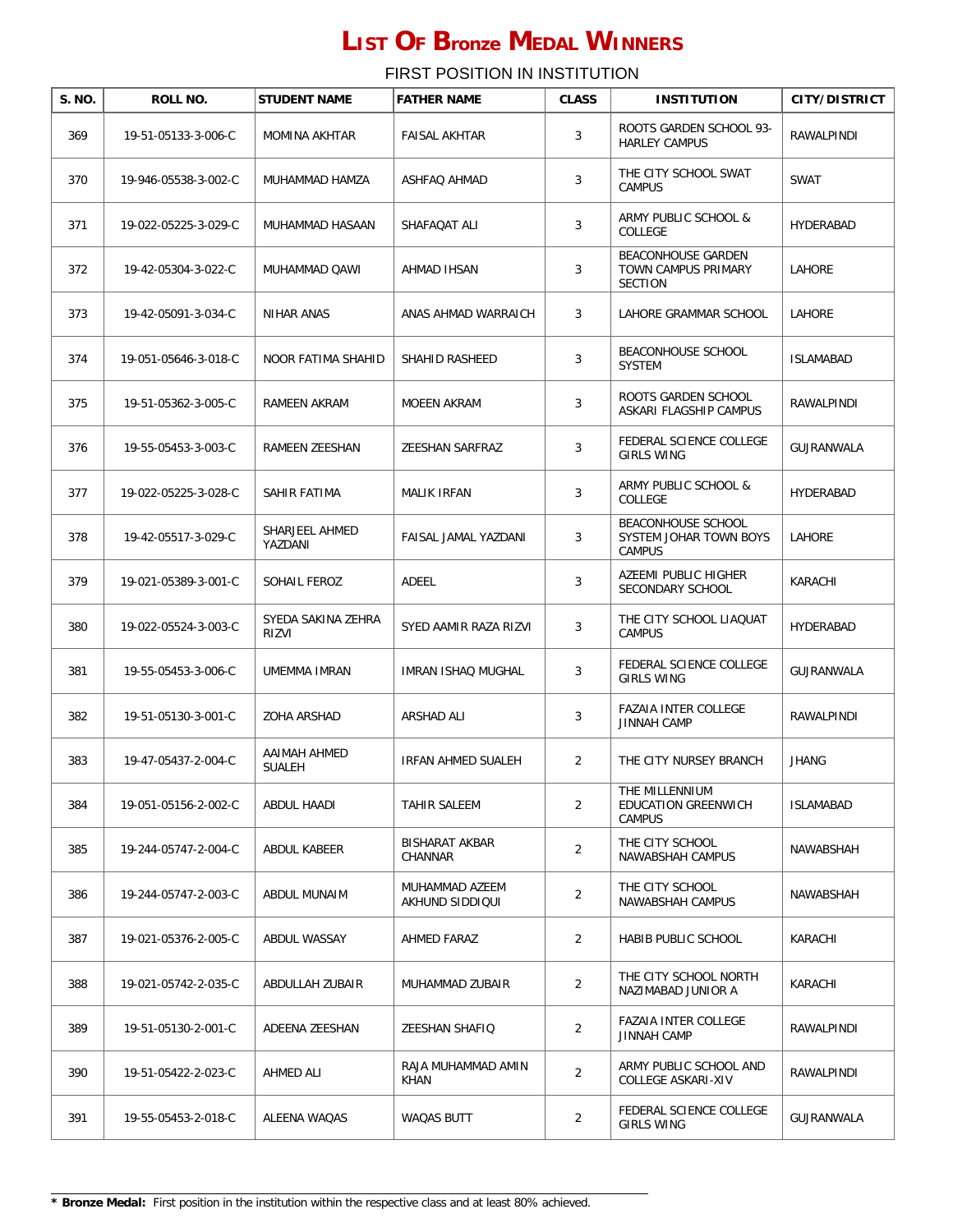# List Of Bronze Medal Winners

FIRST POSITION IN INSTITUTION

| S. NO. | ROLL NO. | STUDENT NAME | FATHER NAME | CLASS | INSTITUTION | CITY/DISTRICT |
|---|---|---|---|---|---|---|
| 369 | 19-51-05133-3-006-C | MOMINA AKHTAR | FAISAL AKHTAR | 3 | ROOTS GARDEN SCHOOL 93-HARLEY CAMPUS | RAWALPINDI |
| 370 | 19-946-05538-3-002-C | MUHAMMAD HAMZA | ASHFAQ AHMAD | 3 | THE CITY SCHOOL SWAT CAMPUS | SWAT |
| 371 | 19-022-05225-3-029-C | MUHAMMAD HASAAN | SHAFAQAT ALI | 3 | ARMY PUBLIC SCHOOL & COLLEGE | HYDERABAD |
| 372 | 19-42-05304-3-022-C | MUHAMMAD QAWI | AHMAD IHSAN | 3 | BEACONHOUSE GARDEN TOWN CAMPUS PRIMARY SECTION | LAHORE |
| 373 | 19-42-05091-3-034-C | NIHAR ANAS | ANAS AHMAD WARRAICH | 3 | LAHORE GRAMMAR SCHOOL | LAHORE |
| 374 | 19-051-05646-3-018-C | NOOR FATIMA SHAHID | SHAHID RASHEED | 3 | BEACONHOUSE SCHOOL SYSTEM | ISLAMABAD |
| 375 | 19-51-05362-3-005-C | RAMEEN AKRAM | MOEEN AKRAM | 3 | ROOTS GARDEN SCHOOL ASKARI FLAGSHIP CAMPUS | RAWALPINDI |
| 376 | 19-55-05453-3-003-C | RAMEEN ZEESHAN | ZEESHAN SARFRAZ | 3 | FEDERAL SCIENCE COLLEGE GIRLS WING | GUJRANWALA |
| 377 | 19-022-05225-3-028-C | SAHIR FATIMA | MALIK IRFAN | 3 | ARMY PUBLIC SCHOOL & COLLEGE | HYDERABAD |
| 378 | 19-42-05517-3-029-C | SHARJEEL AHMED YAZDANI | FAISAL JAMAL YAZDANI | 3 | BEACONHOUSE SCHOOL SYSTEM JOHAR TOWN BOYS CAMPUS | LAHORE |
| 379 | 19-021-05389-3-001-C | SOHAIL FEROZ | ADEEL | 3 | AZEEMI PUBLIC HIGHER SECONDARY SCHOOL | KARACHI |
| 380 | 19-022-05524-3-003-C | SYEDA SAKINA ZEHRA RIZVI | SYED AAMIR RAZA RIZVI | 3 | THE CITY SCHOOL LIAQUAT CAMPUS | HYDERABAD |
| 381 | 19-55-05453-3-006-C | UMEMMA IMRAN | IMRAN ISHAQ MUGHAL | 3 | FEDERAL SCIENCE COLLEGE GIRLS WING | GUJRANWALA |
| 382 | 19-51-05130-3-001-C | ZOHA ARSHAD | ARSHAD ALI | 3 | FAZAIA INTER COLLEGE JINNAH CAMP | RAWALPINDI |
| 383 | 19-47-05437-2-004-C | AAIMAH AHMED SUALEH | IRFAN AHMED SUALEH | 2 | THE CITY NURSEY BRANCH | JHANG |
| 384 | 19-051-05156-2-002-C | ABDUL HAADI | TAHIR SALEEM | 2 | THE MILLENNIUM EDUCATION GREENWICH CAMPUS | ISLAMABAD |
| 385 | 19-244-05747-2-004-C | ABDUL KABEER | BISHARAT AKBAR CHANNAR | 2 | THE CITY SCHOOL NAWABSHAH CAMPUS | NAWABSHAH |
| 386 | 19-244-05747-2-003-C | ABDUL MUNAIM | MUHAMMAD AZEEM AKHUND SIDDIQUI | 2 | THE CITY SCHOOL NAWABSHAH CAMPUS | NAWABSHAH |
| 387 | 19-021-05376-2-005-C | ABDUL WASSAY | AHMED FARAZ | 2 | HABIB PUBLIC SCHOOL | KARACHI |
| 388 | 19-021-05742-2-035-C | ABDULLAH ZUBAIR | MUHAMMAD ZUBAIR | 2 | THE CITY SCHOOL NORTH NAZIMABAD JUNIOR A | KARACHI |
| 389 | 19-51-05130-2-001-C | ADEENA ZEESHAN | ZEESHAN SHAFIQ | 2 | FAZAIA INTER COLLEGE JINNAH CAMP | RAWALPINDI |
| 390 | 19-51-05422-2-023-C | AHMED ALI | RAJA MUHAMMAD AMIN KHAN | 2 | ARMY PUBLIC SCHOOL AND COLLEGE ASKARI-XIV | RAWALPINDI |
| 391 | 19-55-05453-2-018-C | ALEENA WAQAS | WAQAS BUTT | 2 | FEDERAL SCIENCE COLLEGE GIRLS WING | GUJRANWALA |

* **Bronze Medal:** First position in the institution within the respective class and at least 80% achieved.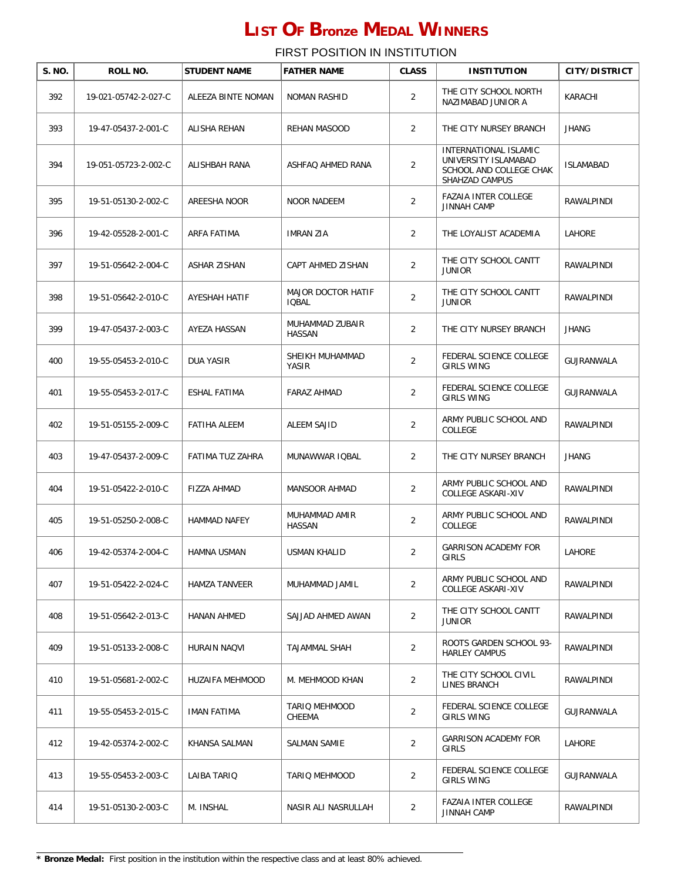# LIST OF BRONZE MEDAL WINNERS

FIRST POSITION IN INSTITUTION

| S. NO. | ROLL NO. | STUDENT NAME | FATHER NAME | CLASS | INSTITUTION | CITY/DISTRICT |
|---|---|---|---|---|---|---|
| 392 | 19-021-05742-2-027-C | ALEEZA BINTE NOMAN | NOMAN RASHID | 2 | THE CITY SCHOOL NORTH NAZIMABAD JUNIOR A | KARACHI |
| 393 | 19-47-05437-2-001-C | ALISHA REHAN | REHAN MASOOD | 2 | THE CITY NURSEY BRANCH | JHANG |
| 394 | 19-051-05723-2-002-C | ALISHBAH RANA | ASHFAQ AHMED RANA | 2 | INTERNATIONAL ISLAMIC UNIVERSITY ISLAMABAD SCHOOL AND COLLEGE CHAK SHAHZAD CAMPUS | ISLAMABAD |
| 395 | 19-51-05130-2-002-C | AREESHA NOOR | NOOR NADEEM | 2 | FAZAIA INTER COLLEGE JINNAH CAMP | RAWALPINDI |
| 396 | 19-42-05528-2-001-C | ARFA FATIMA | IMRAN ZIA | 2 | THE LOYALIST ACADEMIA | LAHORE |
| 397 | 19-51-05642-2-004-C | ASHAR ZISHAN | CAPT AHMED ZISHAN | 2 | THE CITY SCHOOL CANTT JUNIOR | RAWALPINDI |
| 398 | 19-51-05642-2-010-C | AYESHAH HATIF | MAJOR DOCTOR HATIF IQBAL | 2 | THE CITY SCHOOL CANTT JUNIOR | RAWALPINDI |
| 399 | 19-47-05437-2-003-C | AYEZA HASSAN | MUHAMMAD ZUBAIR HASSAN | 2 | THE CITY NURSEY BRANCH | JHANG |
| 400 | 19-55-05453-2-010-C | DUA YASIR | SHEIKH MUHAMMAD YASIR | 2 | FEDERAL SCIENCE COLLEGE GIRLS WING | GUJRANWALA |
| 401 | 19-55-05453-2-017-C | ESHAL FATIMA | FARAZ AHMAD | 2 | FEDERAL SCIENCE COLLEGE GIRLS WING | GUJRANWALA |
| 402 | 19-51-05155-2-009-C | FATIHA ALEEM | ALEEM SAJID | 2 | ARMY PUBLIC SCHOOL AND COLLEGE | RAWALPINDI |
| 403 | 19-47-05437-2-009-C | FATIMA TUZ ZAHRA | MUNAWWAR IQBAL | 2 | THE CITY NURSEY BRANCH | JHANG |
| 404 | 19-51-05422-2-010-C | FIZZA AHMAD | MANSOOR AHMAD | 2 | ARMY PUBLIC SCHOOL AND COLLEGE ASKARI-XIV | RAWALPINDI |
| 405 | 19-51-05250-2-008-C | HAMMAD NAFEY | MUHAMMAD AMIR HASSAN | 2 | ARMY PUBLIC SCHOOL AND COLLEGE | RAWALPINDI |
| 406 | 19-42-05374-2-004-C | HAMNA USMAN | USMAN KHALID | 2 | GARRISON ACADEMY FOR GIRLS | LAHORE |
| 407 | 19-51-05422-2-024-C | HAMZA TANVEER | MUHAMMAD JAMIL | 2 | ARMY PUBLIC SCHOOL AND COLLEGE ASKARI-XIV | RAWALPINDI |
| 408 | 19-51-05642-2-013-C | HANAN AHMED | SAJJAD AHMED AWAN | 2 | THE CITY SCHOOL CANTT JUNIOR | RAWALPINDI |
| 409 | 19-51-05133-2-008-C | HURAIN NAQVI | TAJAMMAL SHAH | 2 | ROOTS GARDEN SCHOOL 93-HARLEY CAMPUS | RAWALPINDI |
| 410 | 19-51-05681-2-002-C | HUZAIFA MEHMOOD | M. MEHMOOD KHAN | 2 | THE CITY SCHOOL CIVIL LINES BRANCH | RAWALPINDI |
| 411 | 19-55-05453-2-015-C | IMAN FATIMA | TARIQ MEHMOOD CHEEMA | 2 | FEDERAL SCIENCE COLLEGE GIRLS WING | GUJRANWALA |
| 412 | 19-42-05374-2-002-C | KHANSA SALMAN | SALMAN SAMIE | 2 | GARRISON ACADEMY FOR GIRLS | LAHORE |
| 413 | 19-55-05453-2-003-C | LAIBA TARIQ | TARIQ MEHMOOD | 2 | FEDERAL SCIENCE COLLEGE GIRLS WING | GUJRANWALA |
| 414 | 19-51-05130-2-003-C | M. INSHAL | NASIR ALI NASRULLAH | 2 | FAZAIA INTER COLLEGE JINNAH CAMP | RAWALPINDI |

* **Bronze Medal:** First position in the institution within the respective class and at least 80% achieved.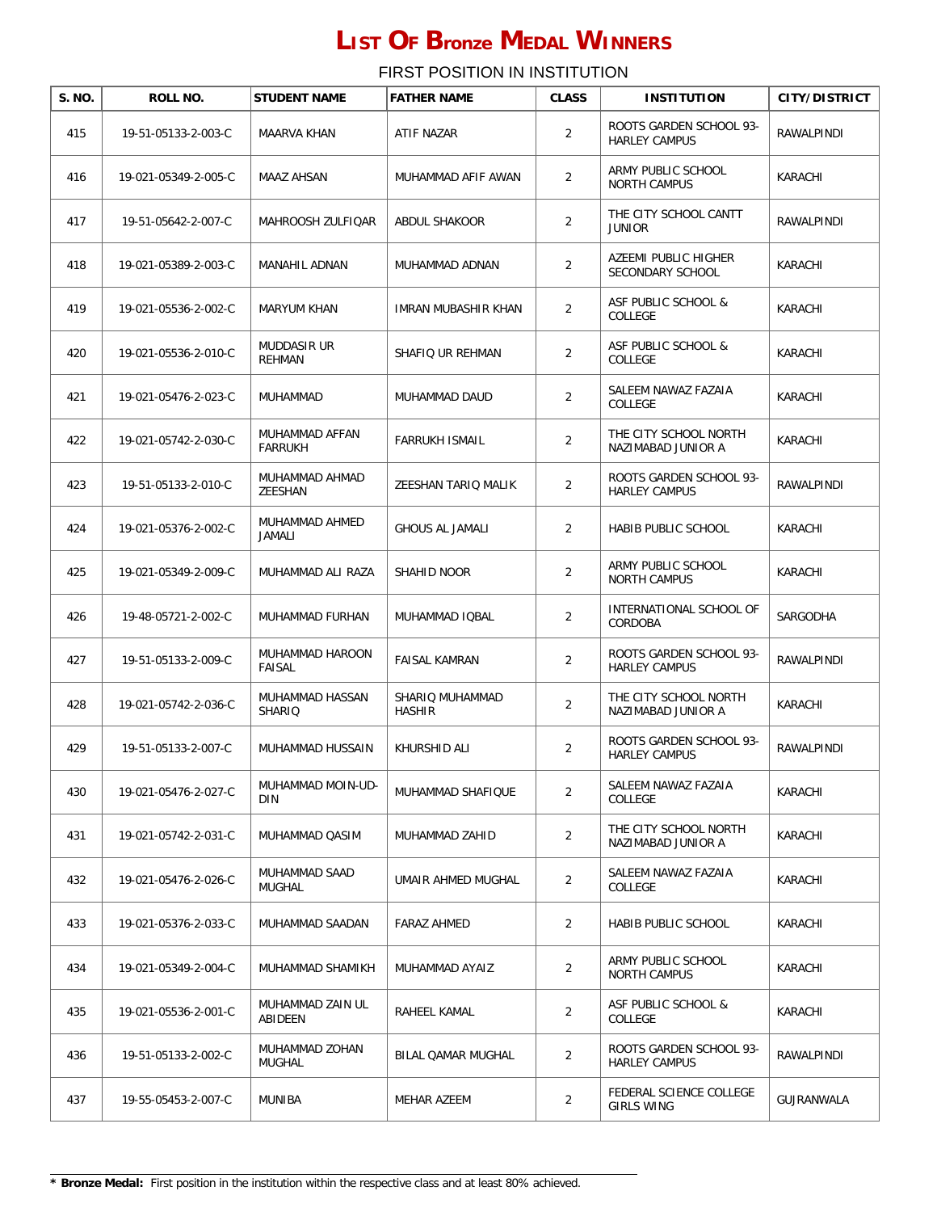# List Of Bronze Medal Winners

FIRST POSITION IN INSTITUTION

| S. NO. | ROLL NO. | STUDENT NAME | FATHER NAME | CLASS | INSTITUTION | CITY/DISTRICT |
|---|---|---|---|---|---|---|
| 415 | 19-51-05133-2-003-C | MAARVA KHAN | ATIF NAZAR | 2 | ROOTS GARDEN SCHOOL 93-HARLEY CAMPUS | RAWALPINDI |
| 416 | 19-021-05349-2-005-C | MAAZ AHSAN | MUHAMMAD AFIF AWAN | 2 | ARMY PUBLIC SCHOOL NORTH CAMPUS | KARACHI |
| 417 | 19-51-05642-2-007-C | MAHROOSH ZULFIQAR | ABDUL SHAKOOR | 2 | THE CITY SCHOOL CANTT JUNIOR | RAWALPINDI |
| 418 | 19-021-05389-2-003-C | MANAHIL ADNAN | MUHAMMAD ADNAN | 2 | AZEEMI PUBLIC HIGHER SECONDARY SCHOOL | KARACHI |
| 419 | 19-021-05536-2-002-C | MARYUM KHAN | IMRAN MUBASHIR KHAN | 2 | ASF PUBLIC SCHOOL & COLLEGE | KARACHI |
| 420 | 19-021-05536-2-010-C | MUDDASIR UR REHMAN | SHAFIQ UR REHMAN | 2 | ASF PUBLIC SCHOOL & COLLEGE | KARACHI |
| 421 | 19-021-05476-2-023-C | MUHAMMAD | MUHAMMAD DAUD | 2 | SALEEM NAWAZ FAZAIA COLLEGE | KARACHI |
| 422 | 19-021-05742-2-030-C | MUHAMMAD AFFAN FARRUKH | FARRUKH ISMAIL | 2 | THE CITY SCHOOL NORTH NAZIMABAD JUNIOR A | KARACHI |
| 423 | 19-51-05133-2-010-C | MUHAMMAD AHMAD ZEESHAN | ZEESHAN TARIQ MALIK | 2 | ROOTS GARDEN SCHOOL 93-HARLEY CAMPUS | RAWALPINDI |
| 424 | 19-021-05376-2-002-C | MUHAMMAD AHMED JAMALI | GHOUS AL JAMALI | 2 | HABIB PUBLIC SCHOOL | KARACHI |
| 425 | 19-021-05349-2-009-C | MUHAMMAD ALI RAZA | SHAHID NOOR | 2 | ARMY PUBLIC SCHOOL NORTH CAMPUS | KARACHI |
| 426 | 19-48-05721-2-002-C | MUHAMMAD FURHAN | MUHAMMAD IQBAL | 2 | INTERNATIONAL SCHOOL OF CORDOBA | SARGODHA |
| 427 | 19-51-05133-2-009-C | MUHAMMAD HAROON FAISAL | FAISAL KAMRAN | 2 | ROOTS GARDEN SCHOOL 93-HARLEY CAMPUS | RAWALPINDI |
| 428 | 19-021-05742-2-036-C | MUHAMMAD HASSAN SHARIQ | SHARIQ MUHAMMAD HASHIR | 2 | THE CITY SCHOOL NORTH NAZIMABAD JUNIOR A | KARACHI |
| 429 | 19-51-05133-2-007-C | MUHAMMAD HUSSAIN | KHURSHID ALI | 2 | ROOTS GARDEN SCHOOL 93-HARLEY CAMPUS | RAWALPINDI |
| 430 | 19-021-05476-2-027-C | MUHAMMAD MOIN-UD-DIN | MUHAMMAD SHAFIQUE | 2 | SALEEM NAWAZ FAZAIA COLLEGE | KARACHI |
| 431 | 19-021-05742-2-031-C | MUHAMMAD QASIM | MUHAMMAD ZAHID | 2 | THE CITY SCHOOL NORTH NAZIMABAD JUNIOR A | KARACHI |
| 432 | 19-021-05476-2-026-C | MUHAMMAD SAAD MUGHAL | UMAIR AHMED MUGHAL | 2 | SALEEM NAWAZ FAZAIA COLLEGE | KARACHI |
| 433 | 19-021-05376-2-033-C | MUHAMMAD SAADAN | FARAZ AHMED | 2 | HABIB PUBLIC SCHOOL | KARACHI |
| 434 | 19-021-05349-2-004-C | MUHAMMAD SHAMIKH | MUHAMMAD AYAIZ | 2 | ARMY PUBLIC SCHOOL NORTH CAMPUS | KARACHI |
| 435 | 19-021-05536-2-001-C | MUHAMMAD ZAIN UL ABIDEEN | RAHEEL KAMAL | 2 | ASF PUBLIC SCHOOL & COLLEGE | KARACHI |
| 436 | 19-51-05133-2-002-C | MUHAMMAD ZOHAN MUGHAL | BILAL QAMAR MUGHAL | 2 | ROOTS GARDEN SCHOOL 93-HARLEY CAMPUS | RAWALPINDI |
| 437 | 19-55-05453-2-007-C | MUNIBA | MEHAR AZEEM | 2 | FEDERAL SCIENCE COLLEGE GIRLS WING | GUJRANWALA |

* **Bronze Medal:** First position in the institution within the respective class and at least 80% achieved.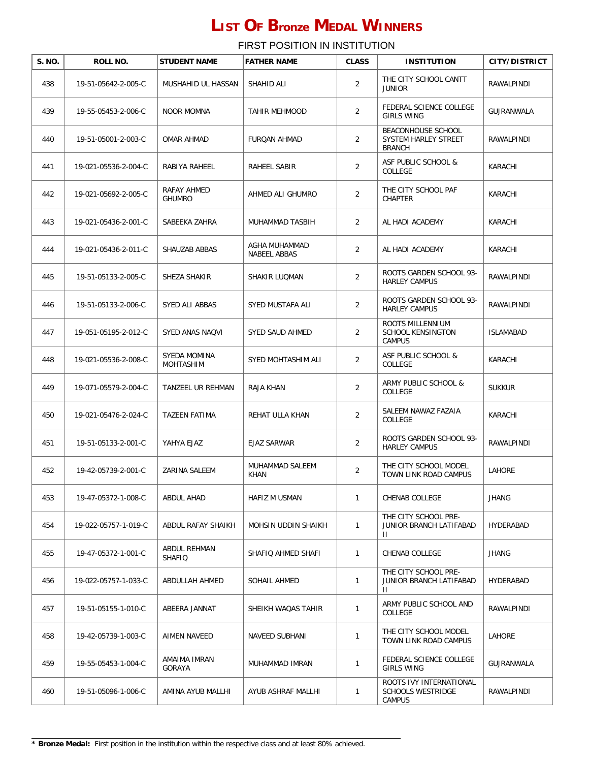# List Of Bronze Medal Winners

FIRST POSITION IN INSTITUTION

| S. NO. | ROLL NO. | STUDENT NAME | FATHER NAME | CLASS | INSTITUTION | CITY/DISTRICT |
|---|---|---|---|---|---|---|
| 438 | 19-51-05642-2-005-C | MUSHAHID UL HASSAN | SHAHID ALI | 2 | THE CITY SCHOOL CANTT JUNIOR | RAWALPINDI |
| 439 | 19-55-05453-2-006-C | NOOR MOMNA | TAHIR MEHMOOD | 2 | FEDERAL SCIENCE COLLEGE GIRLS WING | GUJRANWALA |
| 440 | 19-51-05001-2-003-C | OMAR AHMAD | FURQAN AHMAD | 2 | BEACONHOUSE SCHOOL SYSTEM HARLEY STREET BRANCH | RAWALPINDI |
| 441 | 19-021-05536-2-004-C | RABIYA RAHEEL | RAHEEL SABIR | 2 | ASF PUBLIC SCHOOL & COLLEGE | KARACHI |
| 442 | 19-021-05692-2-005-C | RAFAY AHMED GHUMRO | AHMED ALI GHUMRO | 2 | THE CITY SCHOOL PAF CHAPTER | KARACHI |
| 443 | 19-021-05436-2-001-C | SABEEKA ZAHRA | MUHAMMAD TASBIH | 2 | AL HADI ACADEMY | KARACHI |
| 444 | 19-021-05436-2-011-C | SHAUZAB ABBAS | AGHA MUHAMMAD NABEEL ABBAS | 2 | AL HADI ACADEMY | KARACHI |
| 445 | 19-51-05133-2-005-C | SHEZA SHAKIR | SHAKIR LUQMAN | 2 | ROOTS GARDEN SCHOOL 93-HARLEY CAMPUS | RAWALPINDI |
| 446 | 19-51-05133-2-006-C | SYED ALI ABBAS | SYED MUSTAFA ALI | 2 | ROOTS GARDEN SCHOOL 93-HARLEY CAMPUS | RAWALPINDI |
| 447 | 19-051-05195-2-012-C | SYED ANAS NAQVI | SYED SAUD AHMED | 2 | ROOTS MILLENNIUM SCHOOL KENSINGTON CAMPUS | ISLAMABAD |
| 448 | 19-021-05536-2-008-C | SYEDA MOMINA MOHTASHIM | SYED MOHTASHIM ALI | 2 | ASF PUBLIC SCHOOL & COLLEGE | KARACHI |
| 449 | 19-071-05579-2-004-C | TANZEEL UR REHMAN | RAJA KHAN | 2 | ARMY PUBLIC SCHOOL & COLLEGE | SUKKUR |
| 450 | 19-021-05476-2-024-C | TAZEEN FATIMA | REHAT ULLA KHAN | 2 | SALEEM NAWAZ FAZAIA COLLEGE | KARACHI |
| 451 | 19-51-05133-2-001-C | YAHYA EJAZ | EJAZ SARWAR | 2 | ROOTS GARDEN SCHOOL 93-HARLEY CAMPUS | RAWALPINDI |
| 452 | 19-42-05739-2-001-C | ZARINA SALEEM | MUHAMMAD SALEEM KHAN | 2 | THE CITY SCHOOL MODEL TOWN LINK ROAD CAMPUS | LAHORE |
| 453 | 19-47-05372-1-008-C | ABDUL AHAD | HAFIZ M USMAN | 1 | CHENAB COLLEGE | JHANG |
| 454 | 19-022-05757-1-019-C | ABDUL RAFAY SHAIKH | MOHSIN UDDIN SHAIKH | 1 | THE CITY SCHOOL PRE-JUNIOR BRANCH LATIFABAD II | HYDERABAD |
| 455 | 19-47-05372-1-001-C | ABDUL REHMAN SHAFIQ | SHAFIQ AHMED SHAFI | 1 | CHENAB COLLEGE | JHANG |
| 456 | 19-022-05757-1-033-C | ABDULLAH AHMED | SOHAIL AHMED | 1 | THE CITY SCHOOL PRE-JUNIOR BRANCH LATIFABAD II | HYDERABAD |
| 457 | 19-51-05155-1-010-C | ABEERA JANNAT | SHEIKH WAQAS TAHIR | 1 | ARMY PUBLIC SCHOOL AND COLLEGE | RAWALPINDI |
| 458 | 19-42-05739-1-003-C | AIMEN NAVEED | NAVEED SUBHANI | 1 | THE CITY SCHOOL MODEL TOWN LINK ROAD CAMPUS | LAHORE |
| 459 | 19-55-05453-1-004-C | AMAIMA IMRAN GORAYA | MUHAMMAD IMRAN | 1 | FEDERAL SCIENCE COLLEGE GIRLS WING | GUJRANWALA |
| 460 | 19-51-05096-1-006-C | AMINA AYUB MALLHI | AYUB ASHRAF MALLHI | 1 | ROOTS IVY INTERNATIONAL SCHOOLS WESTRIDGE CAMPUS | RAWALPINDI |

**\* Bronze Medal:** First position in the institution within the respective class and at least 80% achieved.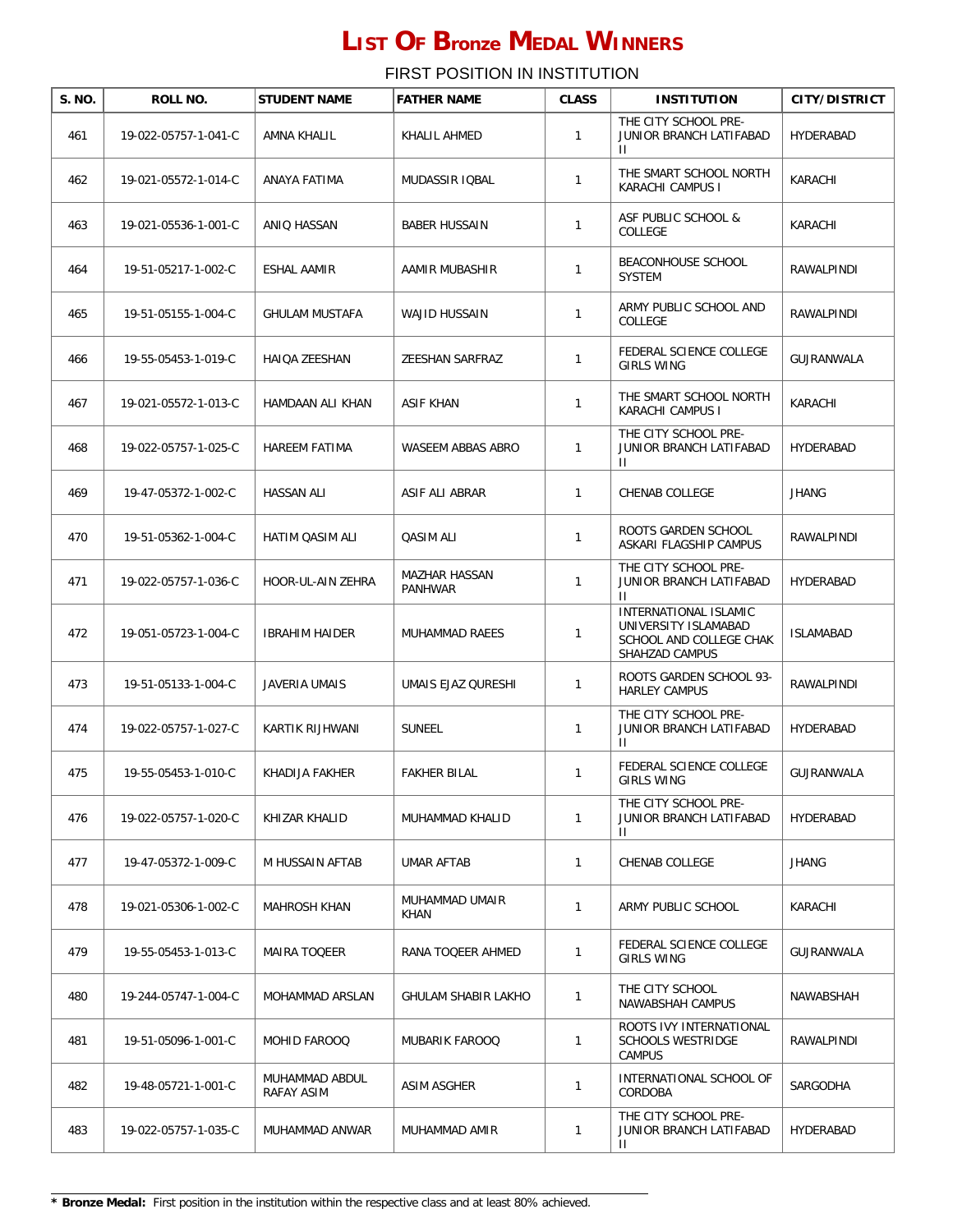# List Of Bronze Medal Winners

FIRST POSITION IN INSTITUTION

| S. NO. | ROLL NO. | STUDENT NAME | FATHER NAME | CLASS | INSTITUTION | CITY/DISTRICT |
|---|---|---|---|---|---|---|
| 461 | 19-022-05757-1-041-C | AMNA KHALIL | KHALIL AHMED | 1 | THE CITY SCHOOL PRE-JUNIOR BRANCH LATIFABAD II | HYDERABAD |
| 462 | 19-021-05572-1-014-C | ANAYA FATIMA | MUDASSIR IQBAL | 1 | THE SMART SCHOOL NORTH KARACHI CAMPUS I | KARACHI |
| 463 | 19-021-05536-1-001-C | ANIQ HASSAN | BABER HUSSAIN | 1 | ASF PUBLIC SCHOOL & COLLEGE | KARACHI |
| 464 | 19-51-05217-1-002-C | ESHAL AAMIR | AAMIR MUBASHIR | 1 | BEACONHOUSE SCHOOL SYSTEM | RAWALPINDI |
| 465 | 19-51-05155-1-004-C | GHULAM MUSTAFA | WAJID HUSSAIN | 1 | ARMY PUBLIC SCHOOL AND COLLEGE | RAWALPINDI |
| 466 | 19-55-05453-1-019-C | HAIQA ZEESHAN | ZEESHAN SARFRAZ | 1 | FEDERAL SCIENCE COLLEGE GIRLS WING | GUJRANWALA |
| 467 | 19-021-05572-1-013-C | HAMDAAN ALI KHAN | ASIF KHAN | 1 | THE SMART SCHOOL NORTH KARACHI CAMPUS I | KARACHI |
| 468 | 19-022-05757-1-025-C | HAREEM FATIMA | WASEEM ABBAS ABRO | 1 | THE CITY SCHOOL PRE-JUNIOR BRANCH LATIFABAD II | HYDERABAD |
| 469 | 19-47-05372-1-002-C | HASSAN ALI | ASIF ALI ABRAR | 1 | CHENAB COLLEGE | JHANG |
| 470 | 19-51-05362-1-004-C | HATIM QASIM ALI | QASIM ALI | 1 | ROOTS GARDEN SCHOOL ASKARI FLAGSHIP CAMPUS | RAWALPINDI |
| 471 | 19-022-05757-1-036-C | HOOR-UL-AIN ZEHRA | MAZHAR HASSAN PANHWAR | 1 | THE CITY SCHOOL PRE-JUNIOR BRANCH LATIFABAD II | HYDERABAD |
| 472 | 19-051-05723-1-004-C | IBRAHIM HAIDER | MUHAMMAD RAEES | 1 | INTERNATIONAL ISLAMIC UNIVERSITY ISLAMABAD SCHOOL AND COLLEGE CHAK SHAHZAD CAMPUS | ISLAMABAD |
| 473 | 19-51-05133-1-004-C | JAVERIA UMAIS | UMAIS EJAZ QURESHI | 1 | ROOTS GARDEN SCHOOL 93-HARLEY CAMPUS | RAWALPINDI |
| 474 | 19-022-05757-1-027-C | KARTIK RIJHWANI | SUNEEL | 1 | THE CITY SCHOOL PRE-JUNIOR BRANCH LATIFABAD II | HYDERABAD |
| 475 | 19-55-05453-1-010-C | KHADIJA FAKHER | FAKHER BILAL | 1 | FEDERAL SCIENCE COLLEGE GIRLS WING | GUJRANWALA |
| 476 | 19-022-05757-1-020-C | KHIZAR KHALID | MUHAMMAD KHALID | 1 | THE CITY SCHOOL PRE-JUNIOR BRANCH LATIFABAD II | HYDERABAD |
| 477 | 19-47-05372-1-009-C | M HUSSAIN AFTAB | UMAR AFTAB | 1 | CHENAB COLLEGE | JHANG |
| 478 | 19-021-05306-1-002-C | MAHROSH KHAN | MUHAMMAD UMAIR KHAN | 1 | ARMY PUBLIC SCHOOL | KARACHI |
| 479 | 19-55-05453-1-013-C | MAIRA TOQEER | RANA TOQEER AHMED | 1 | FEDERAL SCIENCE COLLEGE GIRLS WING | GUJRANWALA |
| 480 | 19-244-05747-1-004-C | MOHAMMAD ARSLAN | GHULAM SHABIR LAKHO | 1 | THE CITY SCHOOL NAWABSHAH CAMPUS | NAWABSHAH |
| 481 | 19-51-05096-1-001-C | MOHID FAROOQ | MUBARIK FAROOQ | 1 | ROOTS IVY INTERNATIONAL SCHOOLS WESTRIDGE CAMPUS | RAWALPINDI |
| 482 | 19-48-05721-1-001-C | MUHAMMAD ABDUL RAFAY ASIM | ASIM ASGHER | 1 | INTERNATIONAL SCHOOL OF CORDOBA | SARGODHA |
| 483 | 19-022-05757-1-035-C | MUHAMMAD ANWAR | MUHAMMAD AMIR | 1 | THE CITY SCHOOL PRE-JUNIOR BRANCH LATIFABAD II | HYDERABAD |

**\* Bronze Medal:** First position in the institution within the respective class and at least 80% achieved.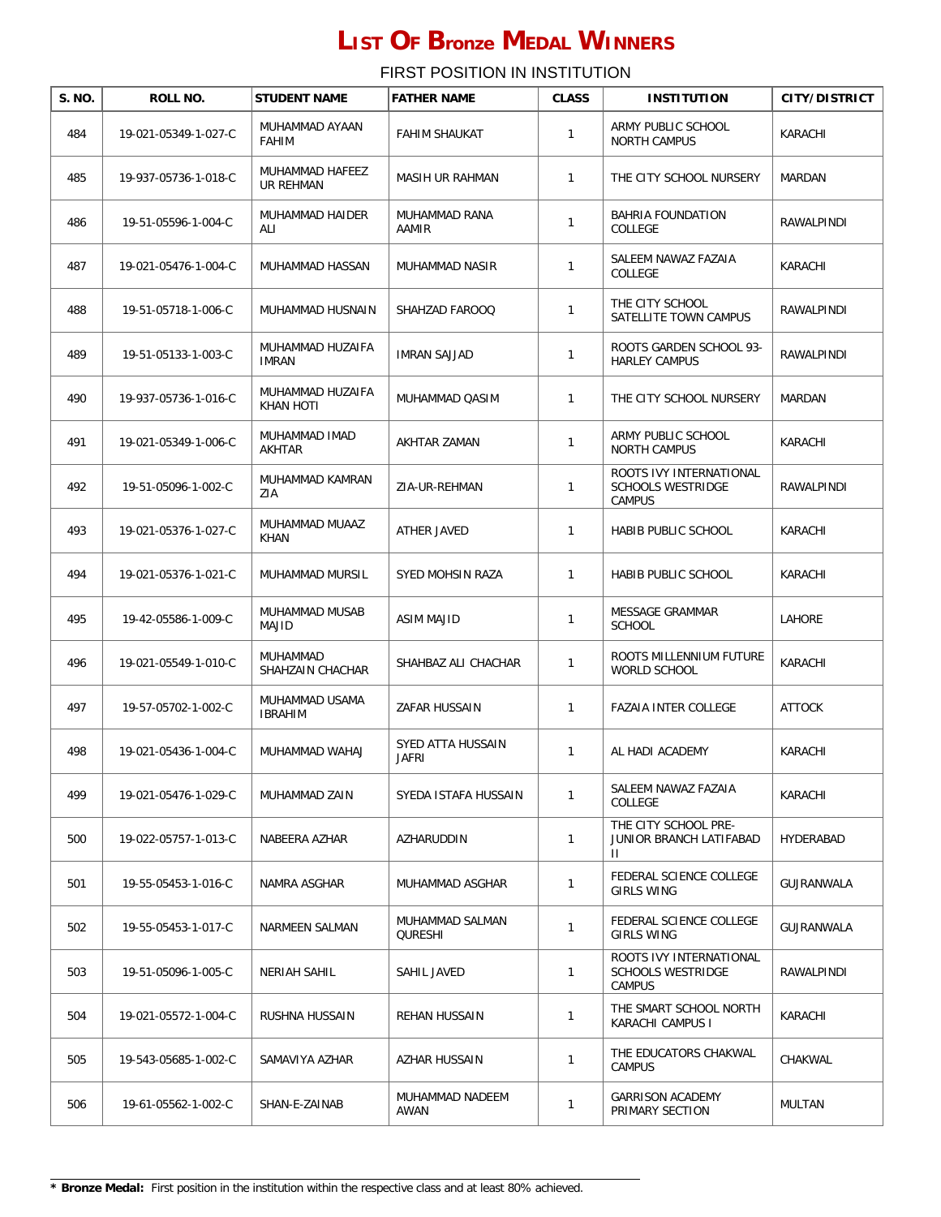# LIST OF BRONZE MEDAL WINNERS

FIRST POSITION IN INSTITUTION

| S. NO. | ROLL NO. | STUDENT NAME | FATHER NAME | CLASS | INSTITUTION | CITY/DISTRICT |
|---|---|---|---|---|---|---|
| 484 | 19-021-05349-1-027-C | MUHAMMAD AYAAN FAHIM | FAHIM SHAUKAT | 1 | ARMY PUBLIC SCHOOL NORTH CAMPUS | KARACHI |
| 485 | 19-937-05736-1-018-C | MUHAMMAD HAFEEZ UR REHMAN | MASIH UR RAHMAN | 1 | THE CITY SCHOOL NURSERY | MARDAN |
| 486 | 19-51-05596-1-004-C | MUHAMMAD HAIDER ALI | MUHAMMAD RANA AAMIR | 1 | BAHRIA FOUNDATION COLLEGE | RAWALPINDI |
| 487 | 19-021-05476-1-004-C | MUHAMMAD HASSAN | MUHAMMAD NASIR | 1 | SALEEM NAWAZ FAZAIA COLLEGE | KARACHI |
| 488 | 19-51-05718-1-006-C | MUHAMMAD HUSNAIN | SHAHZAD FAROOQ | 1 | THE CITY SCHOOL SATELLITE TOWN CAMPUS | RAWALPINDI |
| 489 | 19-51-05133-1-003-C | MUHAMMAD HUZAIFA IMRAN | IMRAN SAJJAD | 1 | ROOTS GARDEN SCHOOL 93-HARLEY CAMPUS | RAWALPINDI |
| 490 | 19-937-05736-1-016-C | MUHAMMAD HUZAIFA KHAN HOTI | MUHAMMAD QASIM | 1 | THE CITY SCHOOL NURSERY | MARDAN |
| 491 | 19-021-05349-1-006-C | MUHAMMAD IMAD AKHTAR | AKHTAR ZAMAN | 1 | ARMY PUBLIC SCHOOL NORTH CAMPUS | KARACHI |
| 492 | 19-51-05096-1-002-C | MUHAMMAD KAMRAN ZIA | ZIA-UR-REHMAN | 1 | ROOTS IVY INTERNATIONAL SCHOOLS WESTRIDGE CAMPUS | RAWALPINDI |
| 493 | 19-021-05376-1-027-C | MUHAMMAD MUAAZ KHAN | ATHER JAVED | 1 | HABIB PUBLIC SCHOOL | KARACHI |
| 494 | 19-021-05376-1-021-C | MUHAMMAD MURSIL | SYED MOHSIN RAZA | 1 | HABIB PUBLIC SCHOOL | KARACHI |
| 495 | 19-42-05586-1-009-C | MUHAMMAD MUSAB MAJID | ASIM MAJID | 1 | MESSAGE GRAMMAR SCHOOL | LAHORE |
| 496 | 19-021-05549-1-010-C | MUHAMMAD SHAHZAIN CHACHAR | SHAHBAZ ALI CHACHAR | 1 | ROOTS MILLENNIUM FUTURE WORLD SCHOOL | KARACHI |
| 497 | 19-57-05702-1-002-C | MUHAMMAD USAMA IBRAHIM | ZAFAR HUSSAIN | 1 | FAZAIA INTER COLLEGE | ATTOCK |
| 498 | 19-021-05436-1-004-C | MUHAMMAD WAHAJ | SYED ATTA HUSSAIN JAFRI | 1 | AL HADI ACADEMY | KARACHI |
| 499 | 19-021-05476-1-029-C | MUHAMMAD ZAIN | SYEDA ISTAFA HUSSAIN | 1 | SALEEM NAWAZ FAZAIA COLLEGE | KARACHI |
| 500 | 19-022-05757-1-013-C | NABEERA AZHAR | AZHARUDDIN | 1 | THE CITY SCHOOL PRE-JUNIOR BRANCH LATIFABAD II | HYDERABAD |
| 501 | 19-55-05453-1-016-C | NAMRA ASGHAR | MUHAMMAD ASGHAR | 1 | FEDERAL SCIENCE COLLEGE GIRLS WING | GUJRANWALA |
| 502 | 19-55-05453-1-017-C | NARMEEN SALMAN | MUHAMMAD SALMAN QURESHI | 1 | FEDERAL SCIENCE COLLEGE GIRLS WING | GUJRANWALA |
| 503 | 19-51-05096-1-005-C | NERIAH SAHIL | SAHIL JAVED | 1 | ROOTS IVY INTERNATIONAL SCHOOLS WESTRIDGE CAMPUS | RAWALPINDI |
| 504 | 19-021-05572-1-004-C | RUSHNA HUSSAIN | REHAN HUSSAIN | 1 | THE SMART SCHOOL NORTH KARACHI CAMPUS I | KARACHI |
| 505 | 19-543-05685-1-002-C | SAMAVIYA AZHAR | AZHAR HUSSAIN | 1 | THE EDUCATORS CHAKWAL CAMPUS | CHAKWAL |
| 506 | 19-61-05562-1-002-C | SHAN-E-ZAINAB | MUHAMMAD NADEEM AWAN | 1 | GARRISON ACADEMY PRIMARY SECTION | MULTAN |

\* **Bronze Medal:** First position in the institution within the respective class and at least 80% achieved.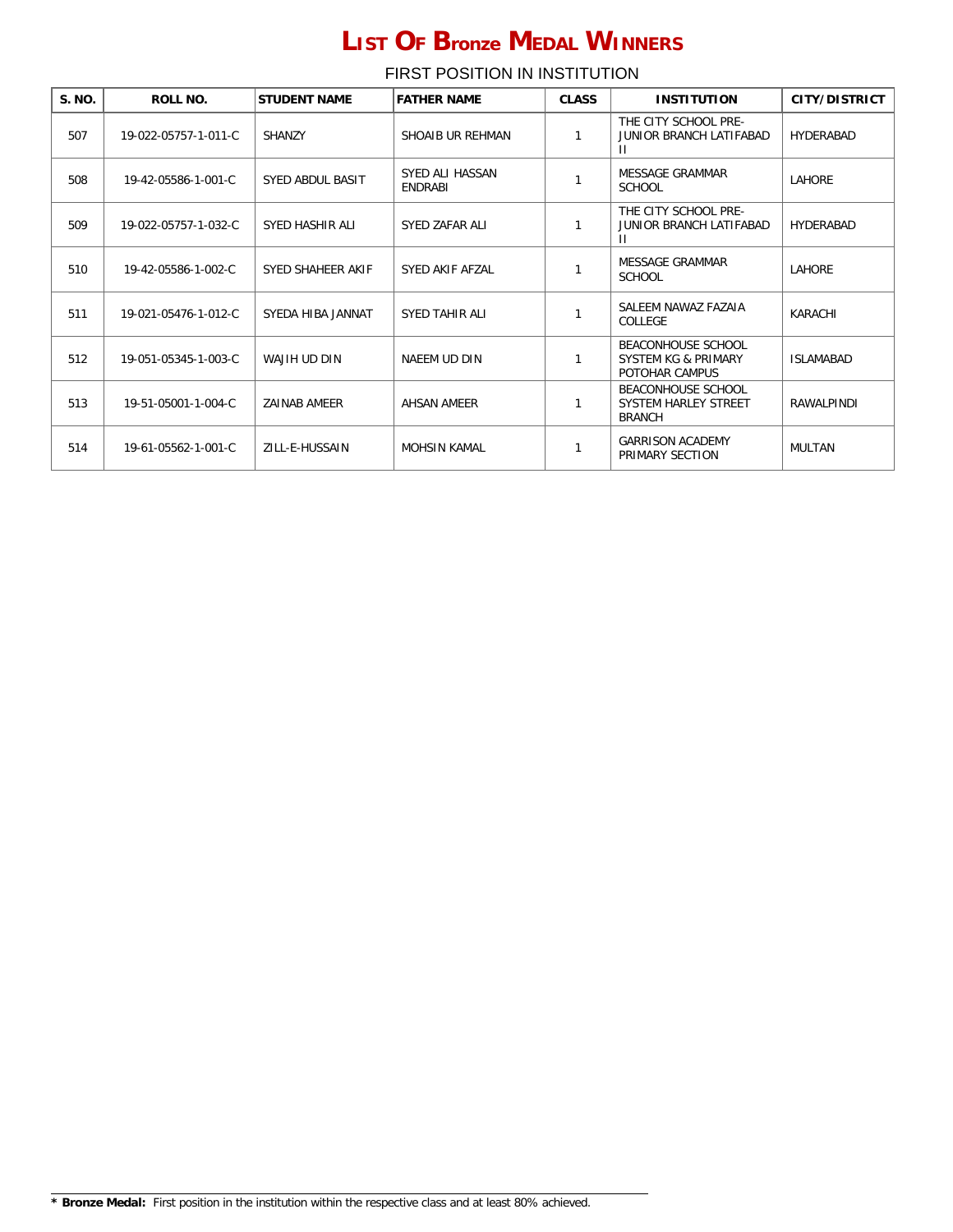# List Of Bronze Medal Winners

FIRST POSITION IN INSTITUTION

| S. NO. | ROLL NO. | STUDENT NAME | FATHER NAME | CLASS | INSTITUTION | CITY/DISTRICT |
|---|---|---|---|---|---|---|
| 507 | 19-022-05757-1-011-C | SHANZY | SHOAIB UR REHMAN | 1 | THE CITY SCHOOL PRE-JUNIOR BRANCH LATIFABAD II | HYDERABAD |
| 508 | 19-42-05586-1-001-C | SYED ABDUL BASIT | SYED ALI HASSAN ENDRABI | 1 | MESSAGE GRAMMAR SCHOOL | LAHORE |
| 509 | 19-022-05757-1-032-C | SYED HASHIR ALI | SYED ZAFAR ALI | 1 | THE CITY SCHOOL PRE-JUNIOR BRANCH LATIFABAD II | HYDERABAD |
| 510 | 19-42-05586-1-002-C | SYED SHAHEER AKIF | SYED AKIF AFZAL | 1 | MESSAGE GRAMMAR SCHOOL | LAHORE |
| 511 | 19-021-05476-1-012-C | SYEDA HIBA JANNAT | SYED TAHIR ALI | 1 | SALEEM NAWAZ FAZAIA COLLEGE | KARACHI |
| 512 | 19-051-05345-1-003-C | WAJIH UD DIN | NAEEM UD DIN | 1 | BEACONHOUSE SCHOOL SYSTEM KG & PRIMARY POTOHAR CAMPUS | ISLAMABAD |
| 513 | 19-51-05001-1-004-C | ZAINAB AMEER | AHSAN AMEER | 1 | BEACONHOUSE SCHOOL SYSTEM HARLEY STREET BRANCH | RAWALPINDI |
| 514 | 19-61-05562-1-001-C | ZILL-E-HUSSAIN | MOHSIN KAMAL | 1 | GARRISON ACADEMY PRIMARY SECTION | MULTAN |

* **Bronze Medal:** First position in the institution within the respective class and at least 80% achieved.